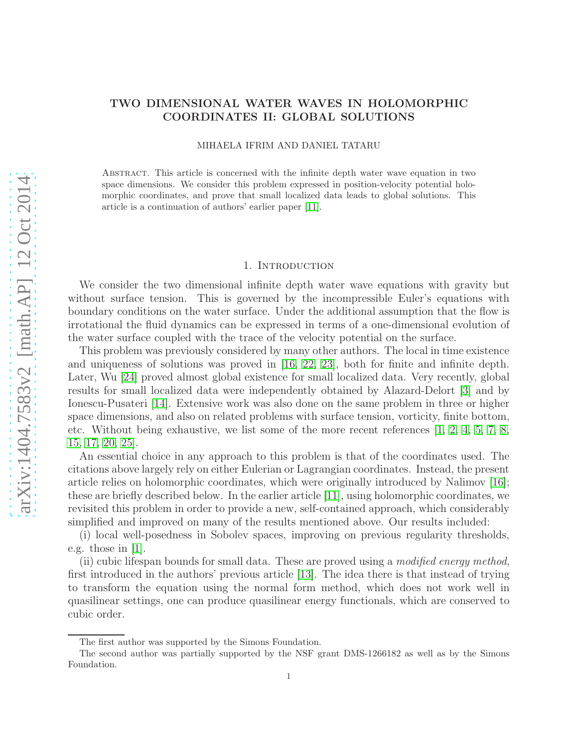# TWO DIMENSIONAL WATER WAVES IN HOLOMORPHIC COORDINATES II: GLOBAL SOLUTIONS

MIHAELA IFRIM AND DANIEL TATARU

Abstract. This article is concerned with the infinite depth water wave equation in two space dimensions. We consider this problem expressed in position-velocity potential holomorphic coordinates, and prove that small localized data leads to global solutions. This article is a continuation of authors' earlier paper [11].

## 1. Introduction

We consider the two dimensional infinite depth water wave equations with gravity but without surface tension. This is governed by the incompressible Euler's equations with boundary conditions on the water surface. Under the additional assumption that the flow is irrotational the fluid dynamics can be expressed in terms of a one-dimensional evolution of the water surface coupled with the trace of the velocity potential on the surface.

This problem was previously considered by many other authors. The local in time existence and uniqueness of solutions was proved in [16, 22, 23], both for finite and infinite depth. Later, Wu [24] proved almost global existence for small localized data. Very recently, global results for small localized data were independently obtained by Alazard-Delort [3] and by Ionescu-Pusateri [14]. Extensive work was also done on the same problem in three or higher space dimensions, and also on related problems with surface tension, vorticity, finite bottom, etc. Without being exhaustive, we list some of the more recent references [1, 2, 4, 5, 7, 8, 15, 17, 20, 25].

An essential choice in any approach to this problem is that of the coordinates used. The citations above largely rely on either Eulerian or Lagrangian coordinates. Instead, the present article relies on holomorphic coordinates, which were originally introduced by Nalimov [16]; these are briefly described below. In the earlier article [11], using holomorphic coordinates, we revisited this problem in order to provide a new, self-contained approach, which considerably simplified and improved on many of the results mentioned above. Our results included:

(i) local well-posedness in Sobolev spaces, improving on previous regularity thresholds, e.g. those in [1].

(ii) cubic lifespan bounds for small data. These are proved using a *modified energy method*, first introduced in the authors' previous article [13]. The idea there is that instead of trying to transform the equation using the normal form method, which does not work well in quasilinear settings, one can produce quasilinear energy functionals, which are conserved to cubic order.

The first author was supported by the Simons Foundation.

The second author was partially supported by the NSF grant DMS-1266182 as well as by the Simons Foundation.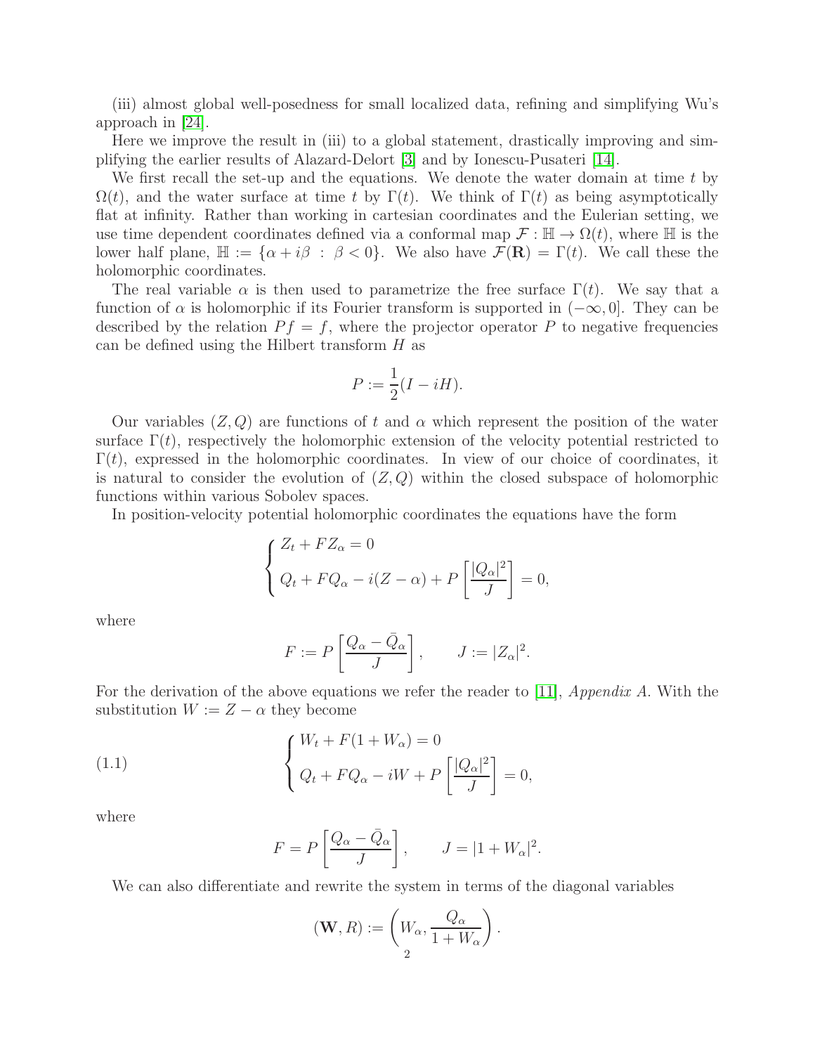(iii) almost global well-posedness for small localized data, refining and simplifying Wu's approach in [24].

Here we improve the result in (iii) to a global statement, drastically improving and simplifying the earlier results of Alazard-Delort [3] and by Ionescu-Pusateri [14].

We first recall the set-up and the equations. We denote the water domain at time $t$ by $\Omega(t)$, and the water surface at time $t$ by $\Gamma(t)$. We think of $\Gamma(t)$ as being asymptotically flat at infinity. Rather than working in cartesian coordinates and the Eulerian setting, we use time dependent coordinates defined via a conformal map $\mathcal{F} : \mathbb{H} \to \Omega(t)$, where $\mathbb{H}$ is the lower half plane, $\mathbb{H} := \{\alpha + i\beta \ : \ \beta < 0\}$. We also have $\mathcal{F}(\mathbf{R}) = \Gamma(t)$. We call these the holomorphic coordinates.

The real variable $\alpha$ is then used to parametrize the free surface $\Gamma(t)$. We say that a function of $\alpha$ is holomorphic if its Fourier transform is supported in $(-\infty, 0]$. They can be described by the relation $Pf = f$, where the projector operator $P$ to negative frequencies can be defined using the Hilbert transform $H$ as

$$P := \frac{1}{2}(I - iH).$$

Our variables $(Z, Q)$ are functions of $t$ and $\alpha$ which represent the position of the water surface $\Gamma(t)$, respectively the holomorphic extension of the velocity potential restricted to $\Gamma(t)$, expressed in the holomorphic coordinates. In view of our choice of coordinates, it is natural to consider the evolution of $(Z, Q)$ within the closed subspace of holomorphic functions within various Sobolev spaces.

In position-velocity potential holomorphic coordinates the equations have the form

$$\begin{cases} Z_t + F Z_\alpha = 0 \\ Q_t + F Q_\alpha - i(Z - \alpha) + P\left[\dfrac{|Q_\alpha|^2}{J}\right] = 0, \end{cases}$$

where

$$F := P\left[\frac{Q_\alpha - \bar{Q}_\alpha}{J}\right], \qquad J := |Z_\alpha|^2.$$

For the derivation of the above equations we refer the reader to [11], *Appendix A*. With the substitution $W := Z - \alpha$ they become

$$\begin{cases} W_t + F(1 + W_\alpha) = 0 \\ Q_t + F Q_\alpha - iW + P\left[\dfrac{|Q_\alpha|^2}{J}\right] = 0, \end{cases} \tag{1.1}$$

where

$$F = P\left[\frac{Q_\alpha - \bar{Q}_\alpha}{J}\right], \qquad J = |1 + W_\alpha|^2.$$

We can also differentiate and rewrite the system in terms of the diagonal variables

$$(\mathbf{W}, R) := \left(W_\alpha, \frac{Q_\alpha}{1 + W_\alpha}\right).$$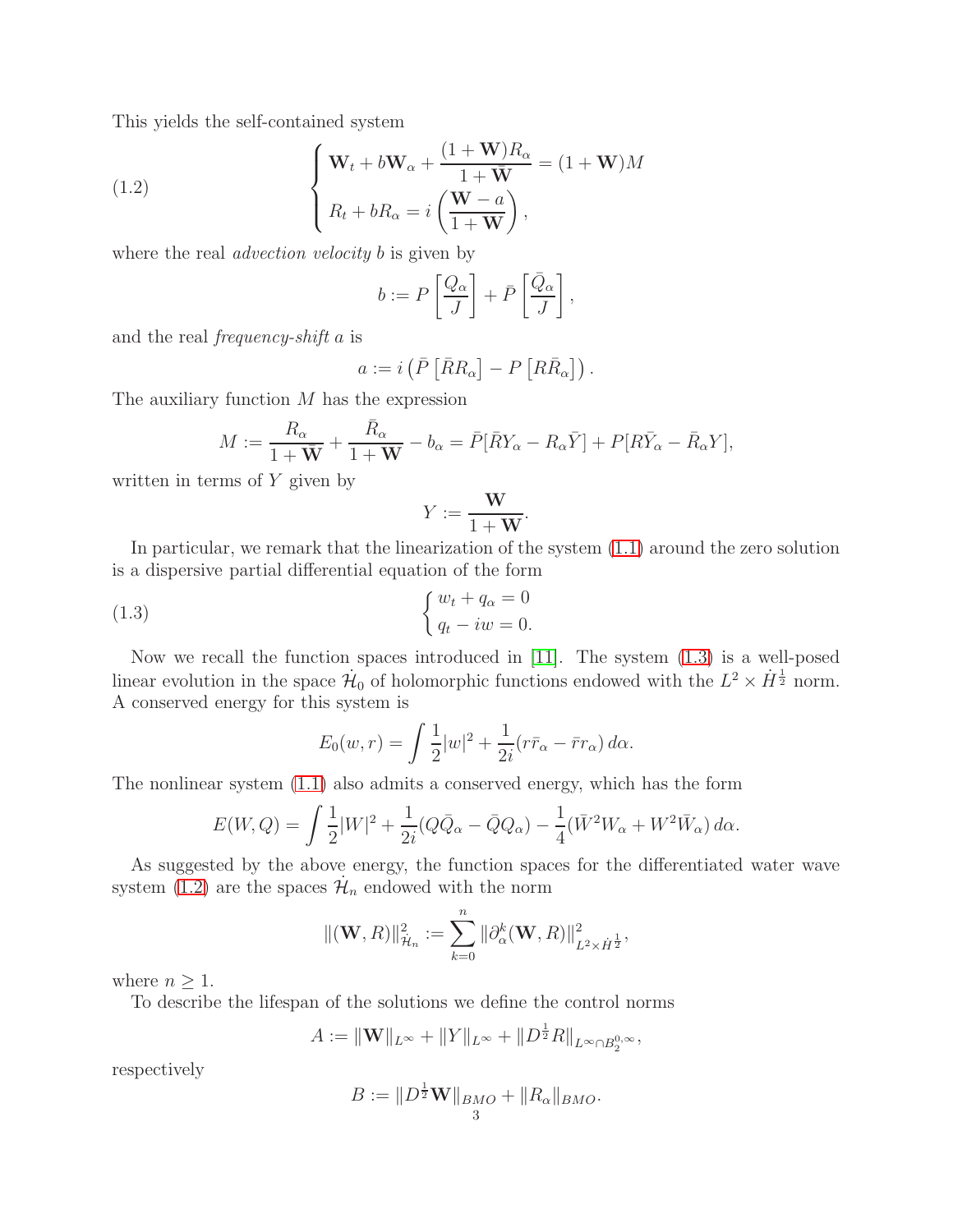This yields the self-contained system

$$
\begin{cases} \mathbf{W}_t + b\mathbf{W}_\alpha + \dfrac{(1+\mathbf{W})R_\alpha}{1+\bar{\mathbf{W}}} = (1+\mathbf{W})M \\ R_t + bR_\alpha = i\left(\dfrac{\mathbf{W}-a}{1+\mathbf{W}}\right), \end{cases} \tag{1.2}
$$

where the real *advection velocity* $b$ is given by

$$
b := P\left[\frac{Q_\alpha}{J}\right] + \bar{P}\left[\frac{\bar{Q}_\alpha}{J}\right],
$$

and the real *frequency-shift* $a$ is

$$
a := i\left(\bar{P}\left[\bar{R}R_\alpha\right] - P\left[R\bar{R}_\alpha\right]\right).
$$

The auxiliary function $M$ has the expression

$$
M := \frac{R_\alpha}{1+\bar{\mathbf{W}}} + \frac{\bar{R}_\alpha}{1+\mathbf{W}} - b_\alpha = \bar{P}[\bar{R}Y_\alpha - R_\alpha\bar{Y}] + P[R\bar{Y}_\alpha - \bar{R}_\alpha Y],
$$

written in terms of $Y$ given by

$$
Y := \frac{\mathbf{W}}{1+\mathbf{W}}.
$$

In particular, we remark that the linearization of the system (1.1) around the zero solution is a dispersive partial differential equation of the form

$$
\begin{cases} w_t + q_\alpha = 0 \\ q_t - iw = 0. \end{cases} \tag{1.3}
$$

Now we recall the function spaces introduced in [11]. The system (1.3) is a well-posed linear evolution in the space $\dot{\mathcal{H}}_0$ of holomorphic functions endowed with the $L^2 \times \dot{H}^{\frac{1}{2}}$ norm. A conserved energy for this system is

$$
E_0(w,r) = \int \frac{1}{2}|w|^2 + \frac{1}{2i}(r\bar{r}_\alpha - \bar{r}r_\alpha)\, d\alpha.
$$

The nonlinear system (1.1) also admits a conserved energy, which has the form

$$
E(W,Q) = \int \frac{1}{2}|W|^2 + \frac{1}{2i}(Q\bar{Q}_\alpha - \bar{Q}Q_\alpha) - \frac{1}{4}(\bar{W}^2 W_\alpha + W^2\bar{W}_\alpha)\, d\alpha.
$$

As suggested by the above energy, the function spaces for the differentiated water wave system (1.2) are the spaces $\dot{\mathcal{H}}_n$ endowed with the norm

$$
\|(\mathbf{W}, R)\|^2_{\dot{\mathcal{H}}_n} := \sum_{k=0}^{n} \|\partial_\alpha^k(\mathbf{W}, R)\|^2_{L^2\times\dot{H}^{\frac{1}{2}}},
$$

where $n \geq 1$.

To describe the lifespan of the solutions we define the control norms

$$
A := \|\mathbf{W}\|_{L^\infty} + \|Y\|_{L^\infty} + \|D^{\frac{1}{2}}R\|_{L^\infty \cap B^{0,\infty}_2},
$$

respectively

$$
B := \|D^{\frac{1}{2}}\mathbf{W}\|_{BMO} + \|R_\alpha\|_{BMO}.
$$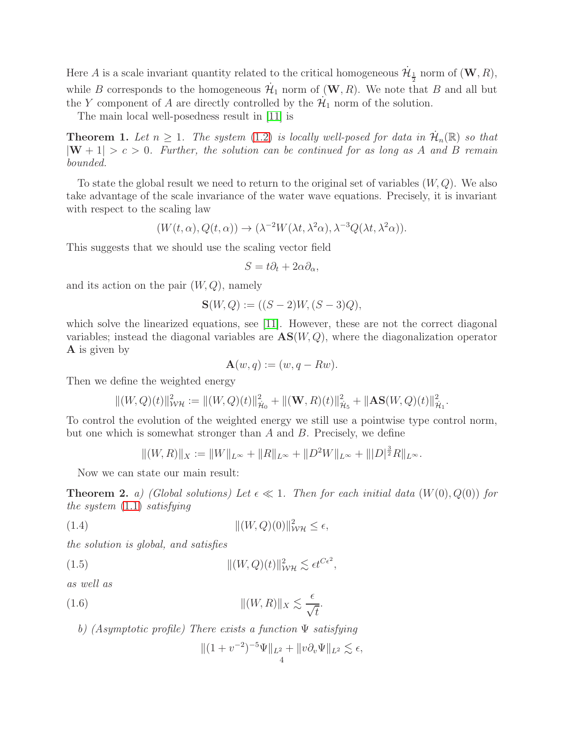Here $A$ is a scale invariant quantity related to the critical homogeneous $\dot{\mathcal{H}}_{\frac{1}{2}}$ norm of $(\mathbf{W}, R)$, while $B$ corresponds to the homogeneous $\dot{\mathcal{H}}_1$ norm of $(\mathbf{W}, R)$. We note that $B$ and all but the $Y$ component of $A$ are directly controlled by the $\dot{\mathcal{H}}_1$ norm of the solution.

The main local well-posedness result in [11] is

**Theorem 1.** *Let $n \geq 1$. The system (1.2) is locally well-posed for data in $\dot{\mathcal{H}}_n(\mathbb{R})$ so that $|\mathbf{W} + 1| > c > 0$. Further, the solution can be continued for as long as $A$ and $B$ remain bounded.*

To state the global result we need to return to the original set of variables $(W, Q)$. We also take advantage of the scale invariance of the water wave equations. Precisely, it is invariant with respect to the scaling law

$$(W(t, \alpha), Q(t, \alpha)) \to (\lambda^{-2} W(\lambda t, \lambda^2 \alpha), \lambda^{-3} Q(\lambda t, \lambda^2 \alpha)).$$

This suggests that we should use the scaling vector field

$$S = t\partial_t + 2\alpha\partial_\alpha,$$

and its action on the pair $(W, Q)$, namely

$$\mathbf{S}(W, Q) := ((S - 2)W, (S - 3)Q),$$

which solve the linearized equations, see [11]. However, these are not the correct diagonal variables; instead the diagonal variables are $\mathbf{AS}(W, Q)$, where the diagonalization operator $\mathbf{A}$ is given by

$$\mathbf{A}(w, q) := (w, q - Rw).$$

Then we define the weighted energy

$$\|(W, Q)(t)\|^2_{\mathcal{WH}} := \|(W, Q)(t)\|^2_{\dot{\mathcal{H}}_0} + \|(\mathbf{W}, R)(t)\|^2_{\dot{\mathcal{H}}_5} + \|\mathbf{AS}(W, Q)(t)\|^2_{\dot{\mathcal{H}}_1}.$$

To control the evolution of the weighted energy we still use a pointwise type control norm, but one which is somewhat stronger than $A$ and $B$. Precisely, we define

$$\|(W, R)\|_X := \|W\|_{L^\infty} + \|R\|_{L^\infty} + \|D^2 W\|_{L^\infty} + \||D|^{\frac{3}{2}} R\|_{L^\infty}.$$

Now we can state our main result:

**Theorem 2.** *a) (Global solutions) Let $\epsilon \ll 1$. Then for each initial data $(W(0), Q(0))$ for the system (1.1) satisfying*

$$\|(W, Q)(0)\|^2_{\mathcal{WH}} \leq \epsilon, \tag{1.4}$$

*the solution is global, and satisfies*

$$\|(W, Q)(t)\|^2_{\mathcal{WH}} \lesssim \epsilon t^{C\epsilon^2}, \tag{1.5}$$

*as well as*

$$\|(W, R)\|_X \lesssim \frac{\epsilon}{\sqrt{t}}. \tag{1.6}$$

*b) (Asymptotic profile) There exists a function $\Psi$ satisfying*

$$\|(1 + v^{-2})^{-5}\Psi\|_{L^2} + \|v\partial_v \Psi\|_{L^2} \lesssim \epsilon,$$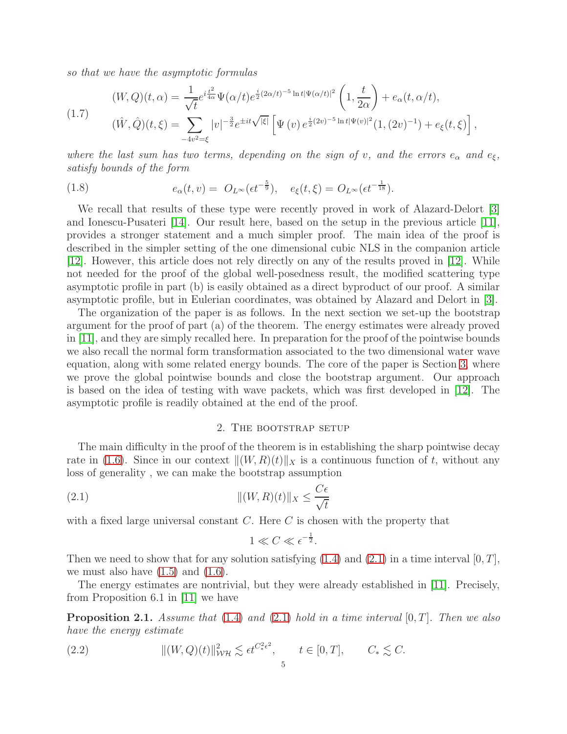*so that we have the asymptotic formulas*

$$
\begin{aligned}
(W,Q)(t,\alpha) &= \frac{1}{\sqrt{t}} e^{i\frac{t^2}{4\alpha}} \Psi(\alpha/t) e^{\frac{i}{2}(2\alpha/t)^{-5}\ln t |\Psi(\alpha/t)|^2} \left(1, \frac{t}{2\alpha}\right) + e_\alpha(t,\alpha/t), \\
(\hat{W},\hat{Q})(t,\xi) &= \sum_{-4v^2=\xi} |v|^{-\frac{3}{2}} e^{\pm it\sqrt{|\xi|}} \left[\Psi(v) e^{\frac{i}{2}(2v)^{-5}\ln t |\Psi(v)|^2}(1,(2v)^{-1}) + e_\xi(t,\xi)\right],
\end{aligned}
\tag{1.7}
$$

*where the last sum has two terms, depending on the sign of $v$, and the errors $e_\alpha$ and $e_\xi$, satisfy bounds of the form*

$$
e_\alpha(t,v) = O_{L^\infty}(\epsilon t^{-\frac{5}{9}}), \quad e_\xi(t,\xi) = O_{L^\infty}(\epsilon t^{-\frac{1}{18}}). \tag{1.8}
$$

We recall that results of these type were recently proved in work of Alazard-Delort [3] and Ionescu-Pusateri [14]. Our result here, based on the setup in the previous article [11], provides a stronger statement and a much simpler proof. The main idea of the proof is described in the simpler setting of the one dimensional cubic NLS in the companion article [12]. However, this article does not rely directly on any of the results proved in [12]. While not needed for the proof of the global well-posedness result, the modified scattering type asymptotic profile in part (b) is easily obtained as a direct byproduct of our proof. A similar asymptotic profile, but in Eulerian coordinates, was obtained by Alazard and Delort in [3].

The organization of the paper is as follows. In the next section we set-up the bootstrap argument for the proof of part (a) of the theorem. The energy estimates were already proved in [11], and they are simply recalled here. In preparation for the proof of the pointwise bounds we also recall the normal form transformation associated to the two dimensional water wave equation, along with some related energy bounds. The core of the paper is Section 3, where we prove the global pointwise bounds and close the bootstrap argument. Our approach is based on the idea of testing with wave packets, which was first developed in [12]. The asymptotic profile is readily obtained at the end of the proof.

## 2. The bootstrap setup

The main difficulty in the proof of the theorem is in establishing the sharp pointwise decay rate in (1.6). Since in our context $\|(W,R)(t)\|_X$ is a continuous function of $t$, without any loss of generality , we can make the bootstrap assumption

$$
\|(W,R)(t)\|_X \leq \frac{C\epsilon}{\sqrt{t}} \tag{2.1}
$$

with a fixed large universal constant $C$. Here $C$ is chosen with the property that

$$
1 \ll C \ll \epsilon^{-\frac{1}{2}}.
$$

Then we need to show that for any solution satisfying (1.4) and (2.1) in a time interval $[0,T]$, we must also have (1.5) and (1.6).

The energy estimates are nontrivial, but they were already established in [11]. Precisely, from Proposition 6.1 in [11] we have

**Proposition 2.1.** *Assume that (1.4) and (2.1) hold in a time interval $[0,T]$. Then we also have the energy estimate*

$$
\|(W,Q)(t)\|^2_{\mathcal{WH}} \lesssim \epsilon t^{C_*^2\epsilon^2}, \qquad t \in [0,T], \qquad C_* \lesssim C. \tag{2.2}
$$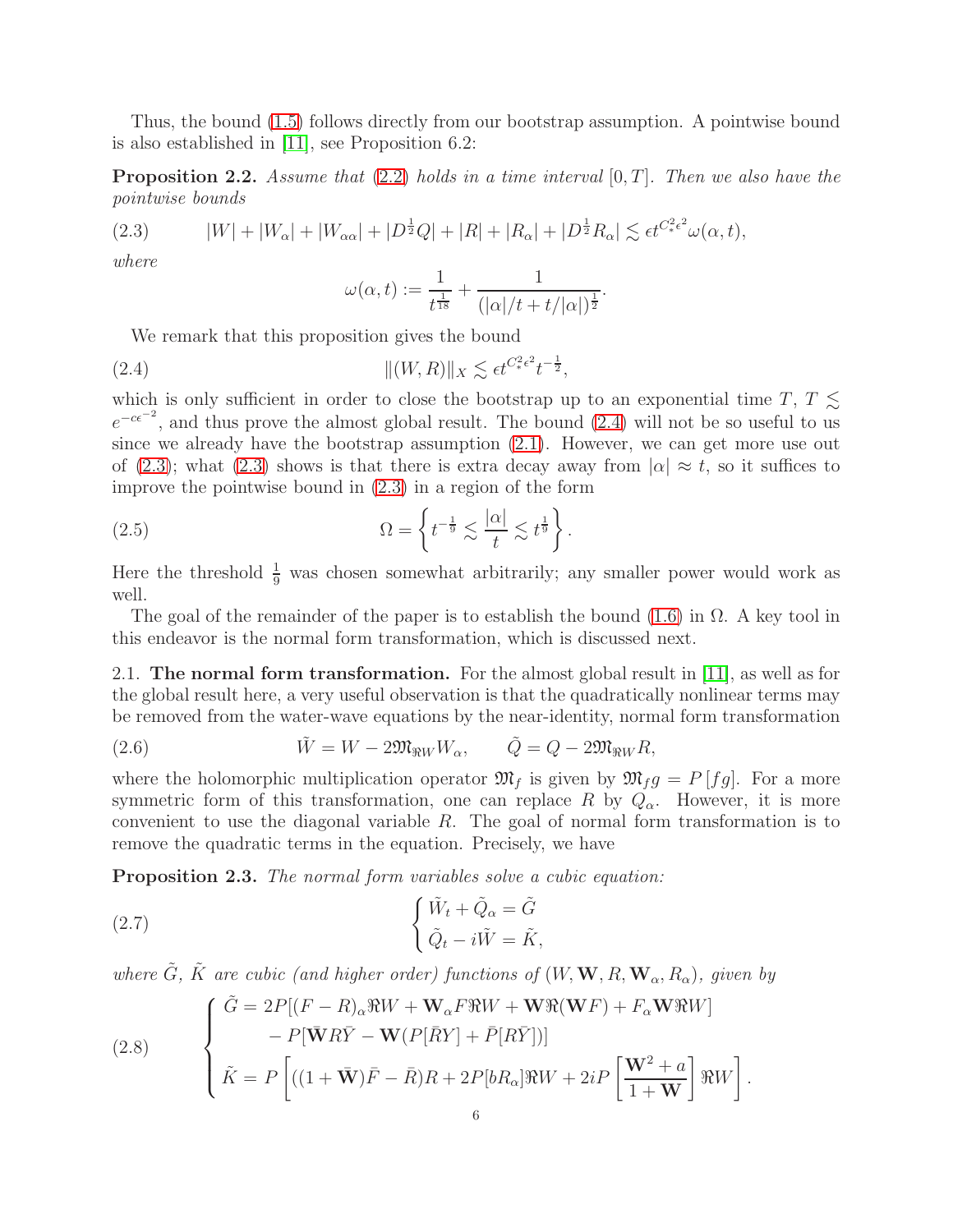Thus, the bound (1.5) follows directly from our bootstrap assumption. A pointwise bound is also established in [11], see Proposition 6.2:

**Proposition 2.2.** *Assume that* (2.2) *holds in a time interval* $[0, T]$. *Then we also have the pointwise bounds*

$$|W| + |W_\alpha| + |W_{\alpha\alpha}| + |D^{\frac{1}{2}}Q| + |R| + |R_\alpha| + |D^{\frac{1}{2}}R_\alpha| \lesssim \epsilon t^{C_*^2\epsilon^2}\omega(\alpha, t), \tag{2.3}$$

*where*

$$\omega(\alpha, t) := \frac{1}{t^{\frac{1}{18}}} + \frac{1}{(|\alpha|/t + t/|\alpha|)^{\frac{1}{2}}}.$$

We remark that this proposition gives the bound

$$\|(W, R)\|_X \lesssim \epsilon t^{C_*^2\epsilon^2} t^{-\frac{1}{2}}, \tag{2.4}$$

which is only sufficient in order to close the bootstrap up to an exponential time $T$, $T \lesssim e^{-c\epsilon^{-2}}$, and thus prove the almost global result. The bound (2.4) will not be so useful to us since we already have the bootstrap assumption (2.1). However, we can get more use out of (2.3); what (2.3) shows is that there is extra decay away from $|\alpha| \approx t$, so it suffices to improve the pointwise bound in (2.3) in a region of the form

$$\Omega = \left\{ t^{-\frac{1}{9}} \lesssim \frac{|\alpha|}{t} \lesssim t^{\frac{1}{9}} \right\}. \tag{2.5}$$

Here the threshold $\frac{1}{9}$ was chosen somewhat arbitrarily; any smaller power would work as well.

The goal of the remainder of the paper is to establish the bound (1.6) in $\Omega$. A key tool in this endeavor is the normal form transformation, which is discussed next.

## 2.1. The normal form transformation.

For the almost global result in [11], as well as for the global result here, a very useful observation is that the quadratically nonlinear terms may be removed from the water-wave equations by the near-identity, normal form transformation

$$\tilde{W} = W - 2\mathfrak{M}_{\Re W} W_\alpha, \qquad \tilde{Q} = Q - 2\mathfrak{M}_{\Re W} R, \tag{2.6}$$

where the holomorphic multiplication operator $\mathfrak{M}_f$ is given by $\mathfrak{M}_f g = P[fg]$. For a more symmetric form of this transformation, one can replace $R$ by $Q_\alpha$. However, it is more convenient to use the diagonal variable $R$. The goal of normal form transformation is to remove the quadratic terms in the equation. Precisely, we have

**Proposition 2.3.** *The normal form variables solve a cubic equation:*

$$\begin{cases} \tilde{W}_t + \tilde{Q}_\alpha = \tilde{G} \\ \tilde{Q}_t - i\tilde{W} = \tilde{K}, \end{cases} \tag{2.7}$$

*where* $\tilde{G}$, $\tilde{K}$ *are cubic (and higher order) functions of* $(W, \mathbf{W}, R, \mathbf{W}_\alpha, R_\alpha)$, *given by*

$$\begin{cases} \tilde{G} = 2P[(F - R)_\alpha \Re W + \mathbf{W}_\alpha F \Re W + \mathbf{W}\Re(\mathbf{W}F) + F_\alpha \mathbf{W} \Re W] \\ \qquad - P[\bar{\mathbf{W}} R \bar{Y} - \mathbf{W}(P[\bar{R}Y] + \bar{P}[R\bar{Y}])] \\ \tilde{K} = P\left[((1 + \bar{\mathbf{W}})\bar{F} - \bar{R})R + 2P[bR_\alpha]\Re W + 2iP\left[\dfrac{\mathbf{W}^2 + a}{1 + \mathbf{W}}\right]\Re W\right]. \end{cases} \tag{2.8}$$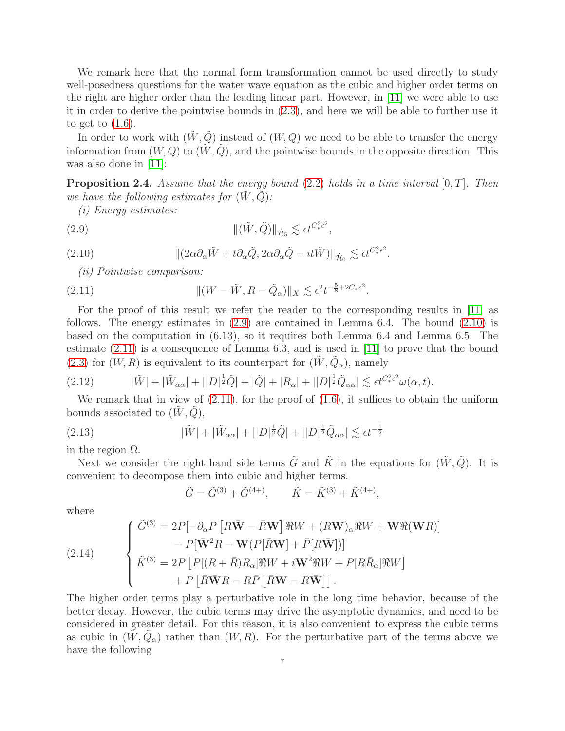We remark here that the normal form transformation cannot be used directly to study well-posedness questions for the water wave equation as the cubic and higher order terms on the right are higher order than the leading linear part. However, in [11] we were able to use it in order to derive the pointwise bounds in (2.3), and here we will be able to further use it to get to (1.6).

In order to work with $(\tilde{W}, \tilde{Q})$ instead of $(W, Q)$ we need to be able to transfer the energy information from $(W, Q)$ to $(\tilde{W}, \tilde{Q})$, and the pointwise bounds in the opposite direction. This was also done in [11]:

**Proposition 2.4.** *Assume that the energy bound (2.2) holds in a time interval $[0, T]$. Then we have the following estimates for $(\tilde{W}, \tilde{Q})$:*

*(i) Energy estimates:*

$$\|(\tilde{W}, \tilde{Q})\|_{\dot{\mathcal{H}}_5} \lesssim \epsilon t^{C_*^2 \epsilon^2}, \tag{2.9}$$

$$\|(2\alpha \partial_\alpha \tilde{W} + t\partial_\alpha \tilde{Q}, 2\alpha \partial_\alpha \tilde{Q} - it\tilde{W})\|_{\dot{\mathcal{H}}_0} \lesssim \epsilon t^{C_*^2 \epsilon^2}. \tag{2.10}$$

*(ii) Pointwise comparison:*

$$\|(W - \tilde{W}, R - \tilde{Q}_\alpha)\|_X \lesssim \epsilon^2 t^{-\frac{5}{8} + 2C_* \epsilon^2}. \tag{2.11}$$

For the proof of this result we refer the reader to the corresponding results in [11] as follows. The energy estimates in (2.9) are contained in Lemma 6.4. The bound (2.10) is based on the computation in (6.13), so it requires both Lemma 6.4 and Lemma 6.5. The estimate (2.11) is a consequence of Lemma 6.3, and is used in [11] to prove that the bound (2.3) for $(W, R)$ is equivalent to its counterpart for $(\tilde{W}, \tilde{Q}_\alpha)$, namely

$$|\tilde{W}| + |\tilde{W}_{\alpha\alpha}| + ||D|^{\frac{1}{2}} \tilde{Q}| + |\tilde{Q}| + |R_\alpha| + ||D|^{\frac{1}{2}} \tilde{Q}_{\alpha\alpha}| \lesssim \epsilon t^{C_*^2 \epsilon^2} \omega(\alpha, t). \tag{2.12}$$

We remark that in view of (2.11), for the proof of (1.6), it suffices to obtain the uniform bounds associated to $(\tilde{W}, \tilde{Q})$,

$$|\tilde{W}| + |\tilde{W}_{\alpha\alpha}| + ||D|^{\frac{1}{2}} \tilde{Q}| + ||D|^{\frac{1}{2}} \tilde{Q}_{\alpha\alpha}| \lesssim \epsilon t^{-\frac{1}{2}} \tag{2.13}$$

in the region $\Omega$.

Next we consider the right hand side terms $\tilde{G}$ and $\tilde{K}$ in the equations for $(\tilde{W}, \tilde{Q})$. It is convenient to decompose them into cubic and higher terms.

$$\tilde{G} = \tilde{G}^{(3)} + \tilde{G}^{(4+)}, \qquad \tilde{K} = \tilde{K}^{(3)} + \tilde{K}^{(4+)},$$

where

$$\begin{cases} \tilde{G}^{(3)} = 2P[-\partial_\alpha P\left[R\bar{\mathbf{W}} - \bar{R}\mathbf{W}\right] \Re W + (R\mathbf{W})_\alpha \Re W + \mathbf{W}\Re(\mathbf{W}R)] \\ \qquad\quad - P[\bar{\mathbf{W}}^2 R - \mathbf{W}(P[\bar{R}\mathbf{W}] + \bar{P}[R\bar{\mathbf{W}}])] \\ \tilde{K}^{(3)} = 2P\left[P[(R + \bar{R})R_\alpha]\Re W + i\mathbf{W}^2 \Re W + P[R\bar{R}_\alpha]\Re W\right] \\ \qquad\quad + P\left[\bar{R}\bar{\mathbf{W}}R - R\bar{P}\left[\bar{R}\mathbf{W} - R\bar{\mathbf{W}}\right]\right]. \end{cases} \tag{2.14}$$

The higher order terms play a perturbative role in the long time behavior, because of the better decay. However, the cubic terms may drive the asymptotic dynamics, and need to be considered in greater detail. For this reason, it is also convenient to express the cubic terms as cubic in $(\tilde{W}, \tilde{Q}_\alpha)$ rather than $(W, R)$. For the perturbative part of the terms above we have the following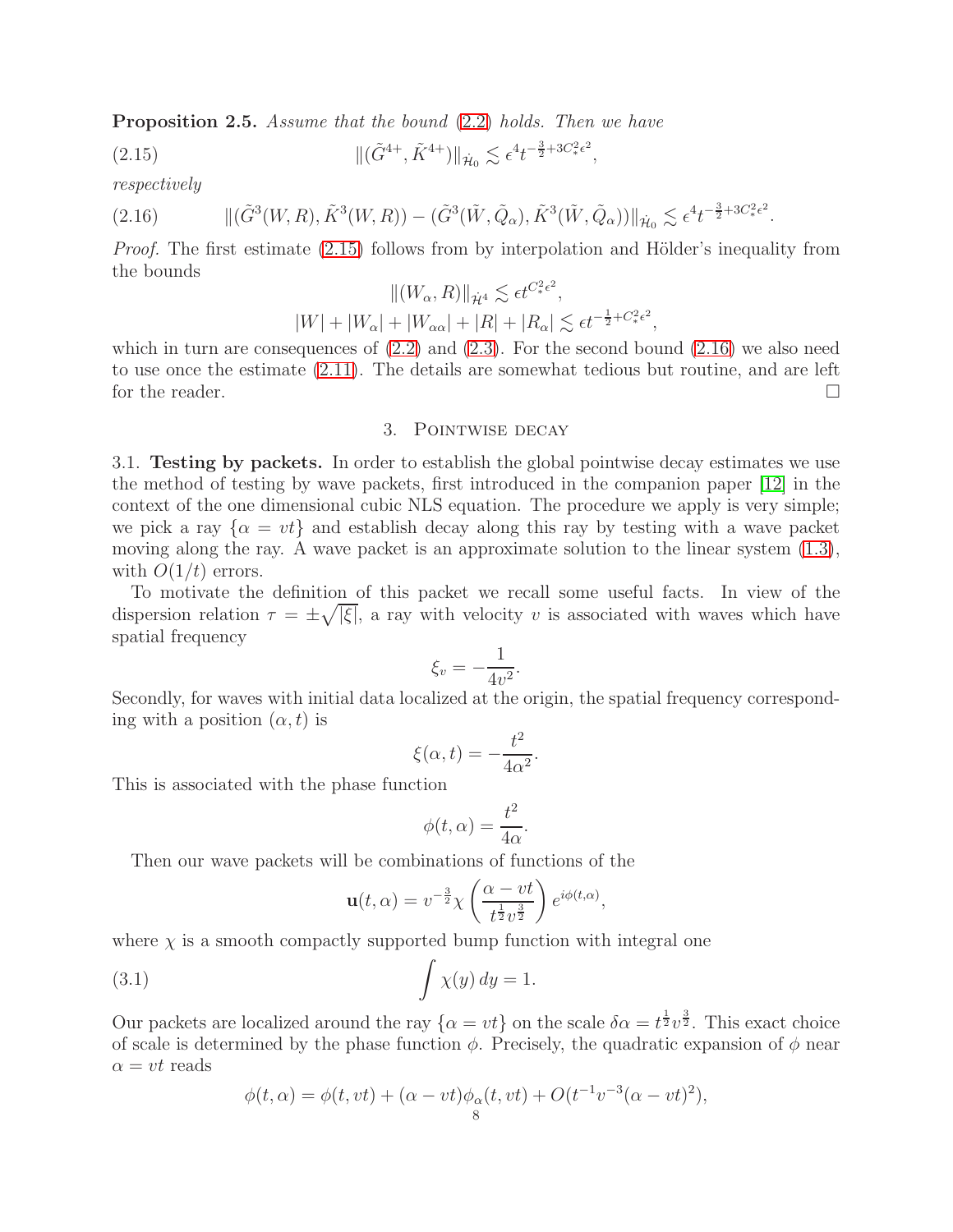**Proposition 2.5.** *Assume that the bound (2.2) holds. Then we have*

$$\|(\tilde{G}^{4+}, \tilde{K}^{4+})\|_{\dot{\mathcal{H}}_0} \lesssim \epsilon^4 t^{-\frac{3}{2}+3C_*^2\epsilon^2}, \tag{2.15}$$

*respectively*

$$\|(\tilde{G}^3(W,R), \tilde{K}^3(W,R)) - (\tilde{G}^3(\tilde{W}, \tilde{Q}_\alpha), \tilde{K}^3(\tilde{W}, \tilde{Q}_\alpha))\|_{\dot{\mathcal{H}}_0} \lesssim \epsilon^4 t^{-\frac{3}{2}+3C_*^2\epsilon^2}. \tag{2.16}$$

*Proof.* The first estimate (2.15) follows from by interpolation and Hölder's inequality from the bounds

$$\|(W_\alpha, R)\|_{\dot{\mathcal{H}}^4} \lesssim \epsilon t^{C_*^2\epsilon^2},$$
$$|W| + |W_\alpha| + |W_{\alpha\alpha}| + |R| + |R_\alpha| \lesssim \epsilon t^{-\frac{1}{2}+C_*^2\epsilon^2},$$

which in turn are consequences of (2.2) and (2.3). For the second bound (2.16) we also need to use once the estimate (2.11). The details are somewhat tedious but routine, and are left for the reader. □

## 3. Pointwise decay

3.1. **Testing by packets.** In order to establish the global pointwise decay estimates we use the method of testing by wave packets, first introduced in the companion paper [12] in the context of the one dimensional cubic NLS equation. The procedure we apply is very simple; we pick a ray $\{\alpha = vt\}$ and establish decay along this ray by testing with a wave packet moving along the ray. A wave packet is an approximate solution to the linear system (1.3), with $O(1/t)$ errors.

To motivate the definition of this packet we recall some useful facts. In view of the dispersion relation $\tau = \pm\sqrt{|\xi|}$, a ray with velocity $v$ is associated with waves which have spatial frequency

$$\xi_v = -\frac{1}{4v^2}.$$

Secondly, for waves with initial data localized at the origin, the spatial frequency corresponding with a position $(\alpha, t)$ is

$$\xi(\alpha, t) = -\frac{t^2}{4\alpha^2}.$$

This is associated with the phase function

$$\phi(t, \alpha) = \frac{t^2}{4\alpha}.$$

Then our wave packets will be combinations of functions of the

$$\mathbf{u}(t, \alpha) = v^{-\frac{3}{2}} \chi\left(\frac{\alpha - vt}{t^{\frac{1}{2}} v^{\frac{3}{2}}}\right) e^{i\phi(t,\alpha)},$$

where $\chi$ is a smooth compactly supported bump function with integral one

$$\int \chi(y)\, dy = 1. \tag{3.1}$$

Our packets are localized around the ray $\{\alpha = vt\}$ on the scale $\delta\alpha = t^{\frac{1}{2}} v^{\frac{3}{2}}$. This exact choice of scale is determined by the phase function $\phi$. Precisely, the quadratic expansion of $\phi$ near $\alpha = vt$ reads

$$\phi(t, \alpha) = \phi(t, vt) + (\alpha - vt)\phi_\alpha(t, vt) + O(t^{-1} v^{-3} (\alpha - vt)^2),$$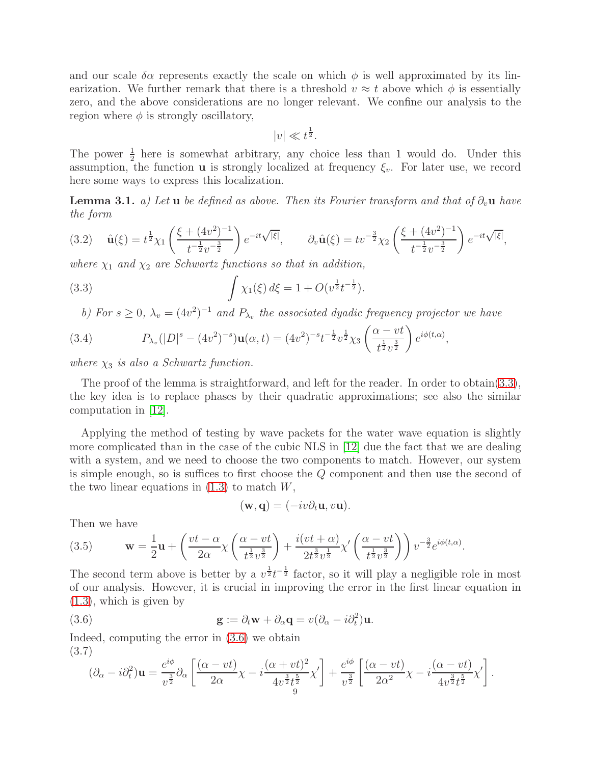and our scale $\delta\alpha$ represents exactly the scale on which $\phi$ is well approximated by its linearization. We further remark that there is a threshold $v \approx t$ above which $\phi$ is essentially zero, and the above considerations are no longer relevant. We confine our analysis to the region where $\phi$ is strongly oscillatory,

$$|v| \ll t^{\frac{1}{2}}.$$

The power $\frac{1}{2}$ here is somewhat arbitrary, any choice less than 1 would do. Under this assumption, the function $\mathbf{u}$ is strongly localized at frequency $\xi_v$. For later use, we record here some ways to express this localization.

**Lemma 3.1.** *a) Let* $\mathbf{u}$ *be defined as above. Then its Fourier transform and that of* $\partial_v \mathbf{u}$ *have the form*

$$\hat{\mathbf{u}}(\xi) = t^{\frac{1}{2}} \chi_1 \left( \frac{\xi + (4v^2)^{-1}}{t^{-\frac{1}{2}} v^{-\frac{3}{2}}} \right) e^{-it\sqrt{|\xi|}}, \qquad \partial_v \hat{\mathbf{u}}(\xi) = t v^{-\frac{3}{2}} \chi_2 \left( \frac{\xi + (4v^2)^{-1}}{t^{-\frac{1}{2}} v^{-\frac{3}{2}}} \right) e^{-it\sqrt{|\xi|}}, \tag{3.2}$$

*where* $\chi_1$ *and* $\chi_2$ *are Schwartz functions so that in addition,*

$$\int \chi_1(\xi)\, d\xi = 1 + O(v^{\frac{1}{2}} t^{-\frac{1}{2}}). \tag{3.3}$$

*b) For* $s \geq 0$, $\lambda_v = (4v^2)^{-1}$ *and* $P_{\lambda_v}$ *the associated dyadic frequency projector we have*

$$P_{\lambda_v}(|D|^s - (4v^2)^{-s})\mathbf{u}(\alpha, t) = (4v^2)^{-s} t^{-\frac{1}{2}} v^{\frac{1}{2}} \chi_3 \left( \frac{\alpha - vt}{t^{\frac{1}{2}} v^{\frac{3}{2}}} \right) e^{i\phi(t,\alpha)}, \tag{3.4}$$

*where* $\chi_3$ *is also a Schwartz function.*

The proof of the lemma is straightforward, and left for the reader. In order to obtain(3.3), the key idea is to replace phases by their quadratic approximations; see also the similar computation in [12].

Applying the method of testing by wave packets for the water wave equation is slightly more complicated than in the case of the cubic NLS in [12] due the fact that we are dealing with a system, and we need to choose the two components to match. However, our system is simple enough, so is suffices to first choose the $Q$ component and then use the second of the two linear equations in (1.3) to match $W$,

$$(\mathbf{w}, \mathbf{q}) = (-iv\partial_t \mathbf{u}, v\mathbf{u}).$$

Then we have

$$\mathbf{w} = \frac{1}{2}\mathbf{u} + \left( \frac{vt - \alpha}{2\alpha} \chi \left( \frac{\alpha - vt}{t^{\frac{1}{2}} v^{\frac{3}{2}}} \right) + \frac{i(vt + \alpha)}{2t^{\frac{3}{2}} v^{\frac{1}{2}}} \chi' \left( \frac{\alpha - vt}{t^{\frac{1}{2}} v^{\frac{3}{2}}} \right) \right) v^{-\frac{3}{2}} e^{i\phi(t,\alpha)}. \tag{3.5}$$

The second term above is better by a $v^{\frac{1}{2}} t^{-\frac{1}{2}}$ factor, so it will play a negligible role in most of our analysis. However, it is crucial in improving the error in the first linear equation in (1.3), which is given by

$$\mathbf{g} := \partial_t \mathbf{w} + \partial_\alpha \mathbf{q} = v(\partial_\alpha - i\partial_t^2)\mathbf{u}. \tag{3.6}$$

Indeed, computing the error in (3.6) we obtain

$$(\partial_\alpha - i\partial_t^2)\mathbf{u} = \frac{e^{i\phi}}{v^{\frac{3}{2}}} \partial_\alpha \left[ \frac{(\alpha - vt)}{2\alpha} \chi - i \frac{(\alpha + vt)^2}{4v^{\frac{3}{2}} t^{\frac{5}{2}}} \chi' \right] + \frac{e^{i\phi}}{v^{\frac{3}{2}}} \left[ \frac{(\alpha - vt)}{2\alpha^2} \chi - i \frac{(\alpha - vt)}{4v^{\frac{3}{2}} t^{\frac{5}{2}}} \chi' \right]. \tag{3.7}$$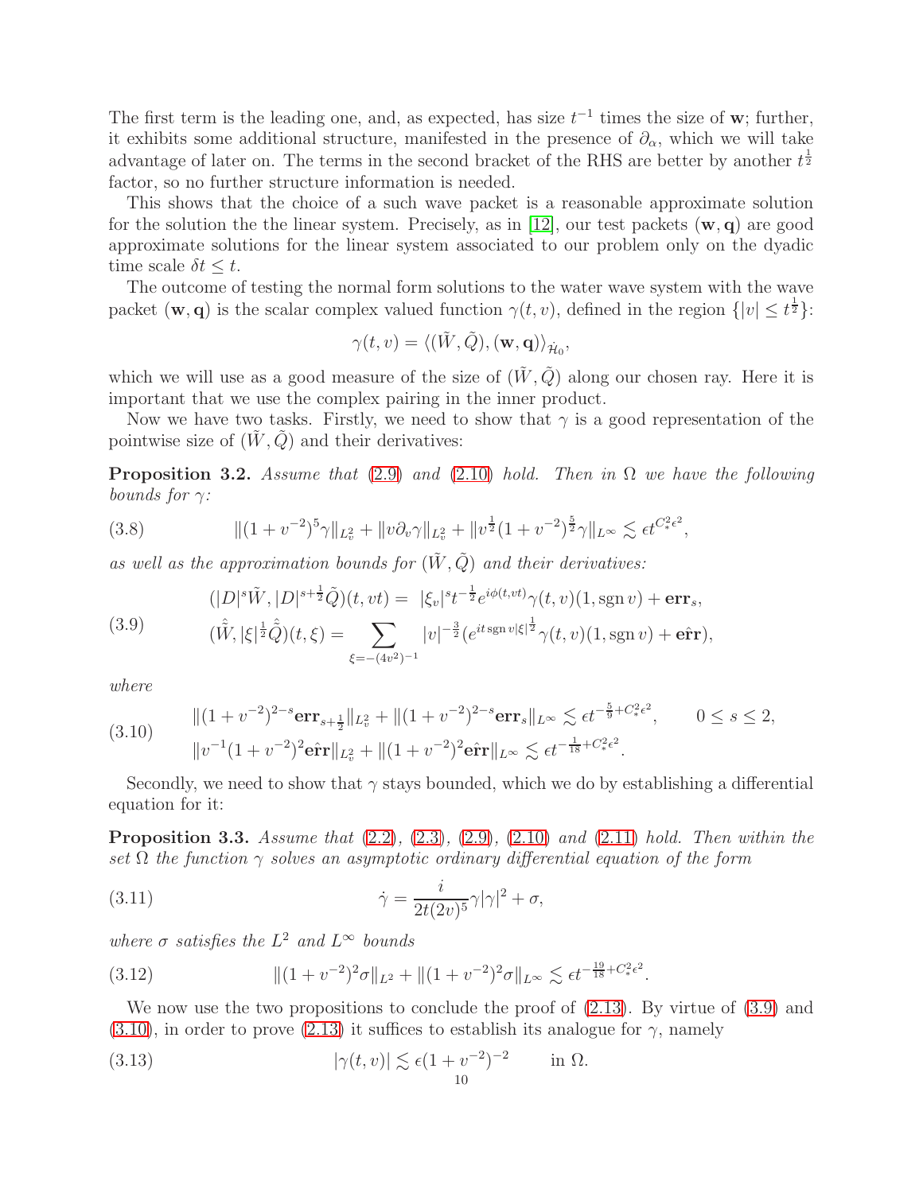The first term is the leading one, and, as expected, has size $t^{-1}$ times the size of $\mathbf{w}$; further, it exhibits some additional structure, manifested in the presence of $\partial_\alpha$, which we will take advantage of later on. The terms in the second bracket of the RHS are better by another $t^{\frac{1}{2}}$ factor, so no further structure information is needed.

This shows that the choice of a such wave packet is a reasonable approximate solution for the solution the the linear system. Precisely, as in [12], our test packets $(\mathbf{w}, \mathbf{q})$ are good approximate solutions for the linear system associated to our problem only on the dyadic time scale $\delta t \leq t$.

The outcome of testing the normal form solutions to the water wave system with the wave packet $(\mathbf{w}, \mathbf{q})$ is the scalar complex valued function $\gamma(t, v)$, defined in the region $\{|v| \leq t^{\frac{1}{2}}\}$:

$$\gamma(t, v) = \langle (\tilde{W}, \tilde{Q}), (\mathbf{w}, \mathbf{q}) \rangle_{\dot{\mathcal{H}}_0},$$

which we will use as a good measure of the size of $(\tilde{W}, \tilde{Q})$ along our chosen ray. Here it is important that we use the complex pairing in the inner product.

Now we have two tasks. Firstly, we need to show that $\gamma$ is a good representation of the pointwise size of $(\tilde{W}, \tilde{Q})$ and their derivatives:

**Proposition 3.2.** *Assume that* (2.9) *and* (2.10) *hold. Then in* $\Omega$ *we have the following bounds for* $\gamma$*:*

$$\|(1 + v^{-2})^5 \gamma\|_{L^2_v} + \|v \partial_v \gamma\|_{L^2_v} + \|v^{\frac{1}{2}} (1 + v^{-2})^{\frac{5}{2}} \gamma\|_{L^\infty} \lesssim \epsilon t^{C_*^2 \epsilon^2}, \tag{3.8}$$

*as well as the approximation bounds for* $(\tilde{W}, \tilde{Q})$ *and their derivatives:*

$$\begin{aligned} (|D|^s \tilde{W}, |D|^{s+\frac{1}{2}} \tilde{Q})(t, vt) &= \; |\xi_v|^s t^{-\frac{1}{2}} e^{i\phi(t, vt)} \gamma(t, v)(1, \operatorname{sgn} v) + \mathbf{err}_s, \\ (\hat{\tilde{W}}, |\xi|^{\frac{1}{2}} \hat{\tilde{Q}})(t, \xi) &= \sum_{\xi = -(4v^2)^{-1}} |v|^{-\frac{3}{2}} (e^{it \operatorname{sgn} v |\xi|^{\frac{1}{2}}} \gamma(t, v)(1, \operatorname{sgn} v) + \hat{\mathbf{err}}), \end{aligned} \tag{3.9}$$

*where*

$$\begin{aligned} &\|(1 + v^{-2})^{2-s} \mathbf{err}_{s+\frac{1}{2}}\|_{L^2_v} + \|(1 + v^{-2})^{2-s} \mathbf{err}_s\|_{L^\infty} \lesssim \epsilon t^{-\frac{5}{9} + C_*^2 \epsilon^2}, \qquad 0 \leq s \leq 2, \\ &\|v^{-1} (1 + v^{-2})^2 \hat{\mathbf{err}}\|_{L^2_v} + \|(1 + v^{-2})^2 \hat{\mathbf{err}}\|_{L^\infty} \lesssim \epsilon t^{-\frac{1}{18} + C_*^2 \epsilon^2}. \end{aligned} \tag{3.10}$$

Secondly, we need to show that $\gamma$ stays bounded, which we do by establishing a differential equation for it:

**Proposition 3.3.** *Assume that* (2.2), (2.3), (2.9), (2.10) *and* (2.11) *hold. Then within the set* $\Omega$ *the function* $\gamma$ *solves an asymptotic ordinary differential equation of the form*

$$\dot{\gamma} = \frac{i}{2t(2v)^5} \gamma |\gamma|^2 + \sigma, \tag{3.11}$$

*where* $\sigma$ *satisfies the* $L^2$ *and* $L^\infty$ *bounds*

$$\|(1 + v^{-2})^2 \sigma\|_{L^2} + \|(1 + v^{-2})^2 \sigma\|_{L^\infty} \lesssim \epsilon t^{-\frac{19}{18} + C_*^2 \epsilon^2}. \tag{3.12}$$

We now use the two propositions to conclude the proof of (2.13). By virtue of (3.9) and (3.10), in order to prove (2.13) it suffices to establish its analogue for $\gamma$, namely

$$|\gamma(t, v)| \lesssim \epsilon (1 + v^{-2})^{-2} \qquad \text{in } \Omega. \tag{3.13}$$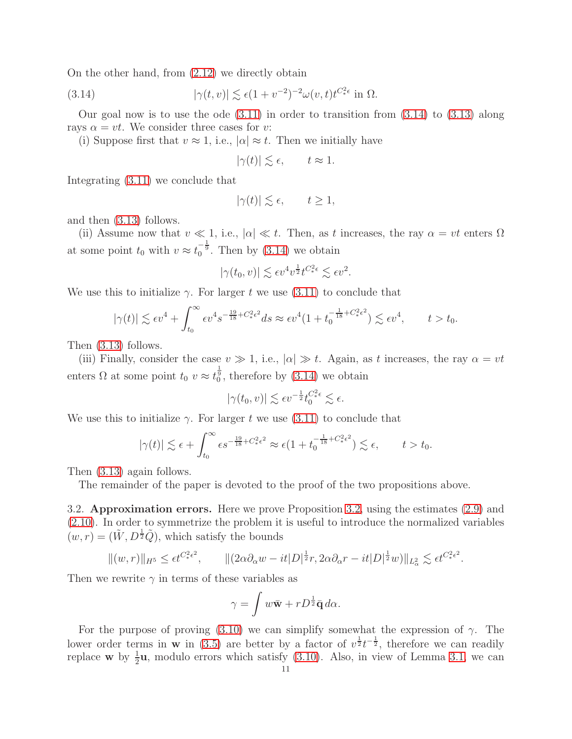On the other hand, from (2.12) we directly obtain

$$|\gamma(t,v)| \lesssim \epsilon(1+v^{-2})^{-2}\omega(v,t)t^{C_*^2\epsilon} \text{ in } \Omega. \tag{3.14}$$

Our goal now is to use the ode (3.11) in order to transition from (3.14) to (3.13) along rays $\alpha = vt$. We consider three cases for $v$:

(i) Suppose first that $v \approx 1$, i.e., $|\alpha| \approx t$. Then we initially have

$$|\gamma(t)| \lesssim \epsilon, \qquad t \approx 1.$$

Integrating (3.11) we conclude that

$$|\gamma(t)| \lesssim \epsilon, \qquad t \geq 1,$$

and then (3.13) follows.

(ii) Assume now that $v \ll 1$, i.e., $|\alpha| \ll t$. Then, as $t$ increases, the ray $\alpha = vt$ enters $\Omega$ at some point $t_0$ with $v \approx t_0^{-\frac{1}{9}}$. Then by (3.14) we obtain

$$|\gamma(t_0,v)| \lesssim \epsilon v^4 v^{\frac{1}{2}} t^{C_*^2\epsilon} \lesssim \epsilon v^2.$$

We use this to initialize $\gamma$. For larger $t$ we use (3.11) to conclude that

$$|\gamma(t)| \lesssim \epsilon v^4 + \int_{t_0}^{\infty} \epsilon v^4 s^{-\frac{19}{18}+C_*^2\epsilon^2} ds \approx \epsilon v^4(1+t_0^{-\frac{1}{18}+C_*^2\epsilon^2}) \lesssim \epsilon v^4, \qquad t > t_0.$$

Then (3.13) follows.

(iii) Finally, consider the case $v \gg 1$, i.e., $|\alpha| \gg t$. Again, as $t$ increases, the ray $\alpha = vt$ enters $\Omega$ at some point $t_0$ $v \approx t_0^{\frac{1}{9}}$, therefore by (3.14) we obtain

$$|\gamma(t_0,v)| \lesssim \epsilon v^{-\frac{1}{2}} t_0^{C_*^2\epsilon} \lesssim \epsilon.$$

We use this to initialize $\gamma$. For larger $t$ we use (3.11) to conclude that

$$|\gamma(t)| \lesssim \epsilon + \int_{t_0}^{\infty} \epsilon s^{-\frac{19}{18}+C_*^2\epsilon^2} \approx \epsilon(1+t_0^{-\frac{1}{18}+C_*^2\epsilon^2}) \lesssim \epsilon, \qquad t > t_0.$$

Then (3.13) again follows.

The remainder of the paper is devoted to the proof of the two propositions above.

3.2. **Approximation errors.** Here we prove Proposition 3.2, using the estimates (2.9) and (2.10). In order to symmetrize the problem it is useful to introduce the normalized variables $(w,r) = (\tilde{W}, D^{\frac{1}{2}}\tilde{Q})$, which satisfy the bounds

$$\|(w,r)\|_{H^5} \leq \epsilon t^{C_*^2\epsilon^2}, \qquad \|(2\alpha\partial_\alpha w - it|D|^{\frac{1}{2}}r, 2\alpha\partial_\alpha r - it|D|^{\frac{1}{2}}w)\|_{L^2_\alpha} \lesssim \epsilon t^{C_*^2\epsilon^2}.$$

Then we rewrite $\gamma$ in terms of these variables as

$$\gamma = \int w\bar{\mathbf{w}} + rD^{\frac{1}{2}}\bar{\mathbf{q}}\, d\alpha.$$

For the purpose of proving (3.10) we can simplify somewhat the expression of $\gamma$. The lower order terms in $\mathbf{w}$ in (3.5) are better by a factor of $v^{\frac{1}{2}}t^{-\frac{1}{2}}$, therefore we can readily replace $\mathbf{w}$ by $\frac{1}{2}\mathbf{u}$, modulo errors which satisfy (3.10). Also, in view of Lemma 3.1, we can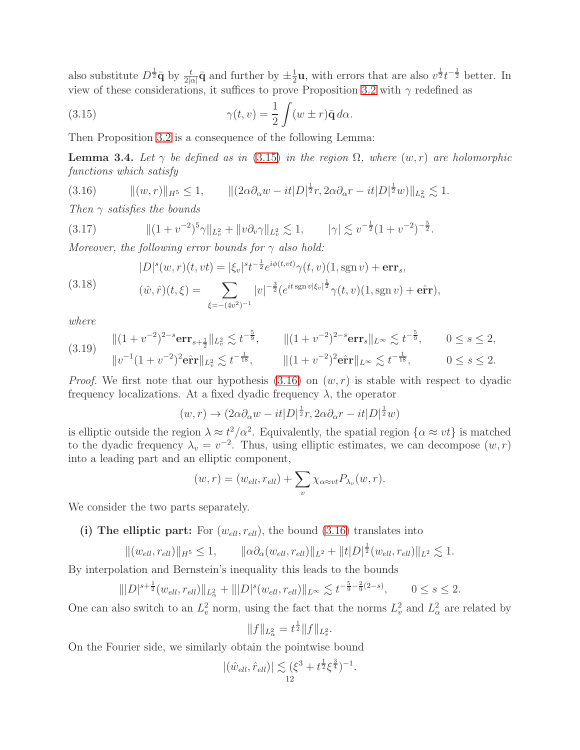also substitute $D^{\frac{1}{2}}\bar{\mathbf{q}}$ by $\frac{t}{2|\alpha|}\bar{\mathbf{q}}$ and further by $\pm\frac{1}{2}\mathbf{u}$, with errors that are also $v^{\frac{1}{2}}t^{-\frac{1}{2}}$ better. In view of these considerations, it suffices to prove Proposition 3.2 with $\gamma$ redefined as

$$\gamma(t,v) = \frac{1}{2}\int (w \pm r)\bar{\mathbf{q}}\, d\alpha. \tag{3.15}$$

Then Proposition 3.2 is a consequence of the following Lemma:

**Lemma 3.4.** *Let $\gamma$ be defined as in (3.15) in the region $\Omega$, where $(w,r)$ are holomorphic functions which satisfy*

$$\|(w,r)\|_{H^5} \leq 1, \qquad \|(2\alpha\partial_\alpha w - it|D|^{\frac{1}{2}}r, 2\alpha\partial_\alpha r - it|D|^{\frac{1}{2}}w)\|_{L^2_\alpha} \lesssim 1. \tag{3.16}$$

*Then $\gamma$ satisfies the bounds*

$$\|(1+v^{-2})^5\gamma\|_{L^2_v} + \|v\partial_v\gamma\|_{L^2_v} \lesssim 1, \qquad |\gamma| \lesssim v^{-\frac{1}{2}}(1+v^{-2})^{-\frac{5}{2}}. \tag{3.17}$$

*Moreover, the following error bounds for $\gamma$ also hold:*

$$\begin{aligned}
|D|^s(w,r)(t,vt) &= |\xi_v|^s t^{-\frac{1}{2}} e^{i\phi(t,vt)}\gamma(t,v)(1,\operatorname{sgn} v) + \mathbf{err}_s,\\
(\hat{w},\hat{r})(t,\xi) &= \sum_{\xi=-(4v^2)^{-1}} |v|^{-\frac{3}{2}}(e^{it\operatorname{sgn} v|\xi_v|^{\frac{1}{2}}}\gamma(t,v)(1,\operatorname{sgn} v) + \hat{\mathbf{err}}),
\end{aligned} \tag{3.18}$$

*where*

$$\begin{aligned}
&\|(1+v^{-2})^{2-s}\mathbf{err}_{s+\frac{1}{2}}\|_{L^2_v} \lesssim t^{-\frac{5}{9}}, \qquad \|(1+v^{-2})^{2-s}\mathbf{err}_s\|_{L^\infty} \lesssim t^{-\frac{5}{9}}, \qquad 0 \leq s \leq 2,\\
&\|v^{-1}(1+v^{-2})^2\hat{\mathbf{err}}\|_{L^2_v} \lesssim t^{-\frac{1}{18}}, \qquad \|(1+v^{-2})^2\hat{\mathbf{err}}\|_{L^\infty} \lesssim t^{-\frac{1}{18}}, \qquad 0 \leq s \leq 2.
\end{aligned} \tag{3.19}$$

*Proof.* We first note that our hypothesis (3.16) on $(w,r)$ is stable with respect to dyadic frequency localizations. At a fixed dyadic frequency $\lambda$, the operator

$$(w,r) \to (2\alpha\partial_\alpha w - it|D|^{\frac{1}{2}}r, 2\alpha\partial_\alpha r - it|D|^{\frac{1}{2}}w)$$

is elliptic outside the region $\lambda \approx t^2/\alpha^2$. Equivalently, the spatial region $\{\alpha \approx vt\}$ is matched to the dyadic frequency $\lambda_v = v^{-2}$. Thus, using elliptic estimates, we can decompose $(w,r)$ into a leading part and an elliptic component,

$$(w,r) = (w_{ell}, r_{ell}) + \sum_v \chi_{\alpha\approx vt}P_{\lambda_v}(w,r).$$

We consider the two parts separately.

- **(i) The elliptic part:** For $(w_{ell}, r_{ell})$, the bound (3.16) translates into

$$\|(w_{ell}, r_{ell})\|_{H^5} \leq 1, \qquad \|\alpha\partial_\alpha(w_{ell}, r_{ell})\|_{L^2} + \|t|D|^{\frac{1}{2}}(w_{ell}, r_{ell})\|_{L^2} \lesssim 1.$$

By interpolation and Bernstein's inequality this leads to the bounds

$$\||D|^{s+\frac{1}{2}}(w_{ell}, r_{ell})\|_{L^2_\alpha} + \||D|^s(w_{ell}, r_{ell})\|_{L^\infty} \lesssim t^{-\frac{5}{9}-\frac{2}{9}(2-s)}, \qquad 0 \leq s \leq 2.$$

One can also switch to an $L^2_v$ norm, using the fact that the norms $L^2_v$ and $L^2_\alpha$ are related by

$$\|f\|_{L^2_\alpha} = t^{\frac{1}{2}}\|f\|_{L^2_v}.$$

On the Fourier side, we similarly obtain the pointwise bound

$$|(\hat{w}_{ell}, \hat{r}_{ell})| \lesssim (\xi^3 + t^{\frac{1}{2}}\xi^{\frac{3}{4}})^{-1}.$$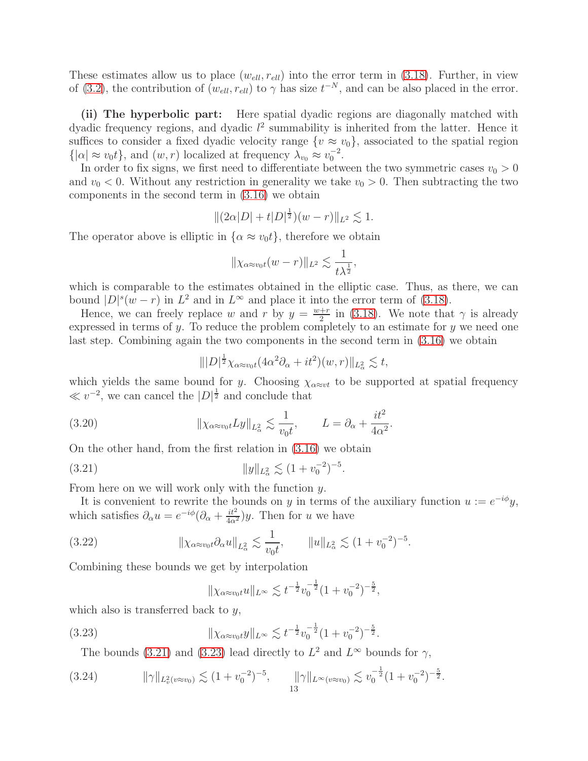These estimates allow us to place $(w_{ell}, r_{ell})$ into the error term in (3.18). Further, in view of (3.2), the contribution of $(w_{ell}, r_{ell})$ to $\gamma$ has size $t^{-N}$, and can be also placed in the error.

**(ii) The hyperbolic part:** Here spatial dyadic regions are diagonally matched with dyadic frequency regions, and dyadic $l^2$ summability is inherited from the latter. Hence it suffices to consider a fixed dyadic velocity range $\{v \approx v_0\}$, associated to the spatial region $\{|\alpha| \approx v_0 t\}$, and $(w, r)$ localized at frequency $\lambda_{v_0} \approx v_0^{-2}$.

In order to fix signs, we first need to differentiate between the two symmetric cases $v_0 > 0$ and $v_0 < 0$. Without any restriction in generality we take $v_0 > 0$. Then subtracting the two components in the second term in (3.16) we obtain

$$\|(2\alpha|D| + t|D|^{\frac{1}{2}})(w - r)\|_{L^2} \lesssim 1.$$

The operator above is elliptic in $\{\alpha \approx v_0 t\}$, therefore we obtain

$$\|\chi_{\alpha \approx v_0 t}(w - r)\|_{L^2} \lesssim \frac{1}{t\lambda^{\frac{1}{2}}},$$

which is comparable to the estimates obtained in the elliptic case. Thus, as there, we can bound $|D|^s(w - r)$ in $L^2$ and in $L^\infty$ and place it into the error term of (3.18).

Hence, we can freely replace $w$ and $r$ by $y = \frac{w+r}{2}$ in (3.18). We note that $\gamma$ is already expressed in terms of $y$. To reduce the problem completely to an estimate for $y$ we need one last step. Combining again the two components in the second term in (3.16) we obtain

$$\||D|^{\frac{1}{2}}\chi_{\alpha \approx v_0 t}(4\alpha^2\partial_\alpha + it^2)(w, r)\|_{L^2_\alpha} \lesssim t,$$

which yields the same bound for $y$. Choosing $\chi_{\alpha \approx vt}$ to be supported at spatial frequency $\ll v^{-2}$, we can cancel the $|D|^{\frac{1}{2}}$ and conclude that

$$\|\chi_{\alpha \approx v_0 t} L y\|_{L^2_\alpha} \lesssim \frac{1}{v_0 t}, \qquad L = \partial_\alpha + \frac{it^2}{4\alpha^2}. \tag{3.20}$$

On the other hand, from the first relation in (3.16) we obtain

$$\|y\|_{L^2_\alpha} \lesssim (1 + v_0^{-2})^{-5}. \tag{3.21}$$

From here on we will work only with the function $y$.

It is convenient to rewrite the bounds on $y$ in terms of the auxiliary function $u := e^{-i\phi}y$, which satisfies $\partial_\alpha u = e^{-i\phi}(\partial_\alpha + \frac{it^2}{4\alpha^2})y$. Then for $u$ we have

$$\|\chi_{\alpha \approx v_0 t}\partial_\alpha u\|_{L^2_\alpha} \lesssim \frac{1}{v_0 t}, \qquad \|u\|_{L^2_\alpha} \lesssim (1 + v_0^{-2})^{-5}. \tag{3.22}$$

Combining these bounds we get by interpolation

$$\|\chi_{\alpha \approx v_0 t} u\|_{L^\infty} \lesssim t^{-\frac{1}{2}} v_0^{-\frac{1}{2}} (1 + v_0^{-2})^{-\frac{5}{2}},$$

which also is transferred back to $y$,

$$\|\chi_{\alpha \approx v_0 t} y\|_{L^\infty} \lesssim t^{-\frac{1}{2}} v_0^{-\frac{1}{2}} (1 + v_0^{-2})^{-\frac{5}{2}}. \tag{3.23}$$

The bounds (3.21) and (3.23) lead directly to $L^2$ and $L^\infty$ bounds for $\gamma$,

$$\|\gamma\|_{L^2_v(v \approx v_0)} \lesssim (1 + v_0^{-2})^{-5}, \qquad \|\gamma\|_{L^\infty(v \approx v_0)} \lesssim v_0^{-\frac{1}{2}} (1 + v_0^{-2})^{-\frac{5}{2}}. \tag{3.24}$$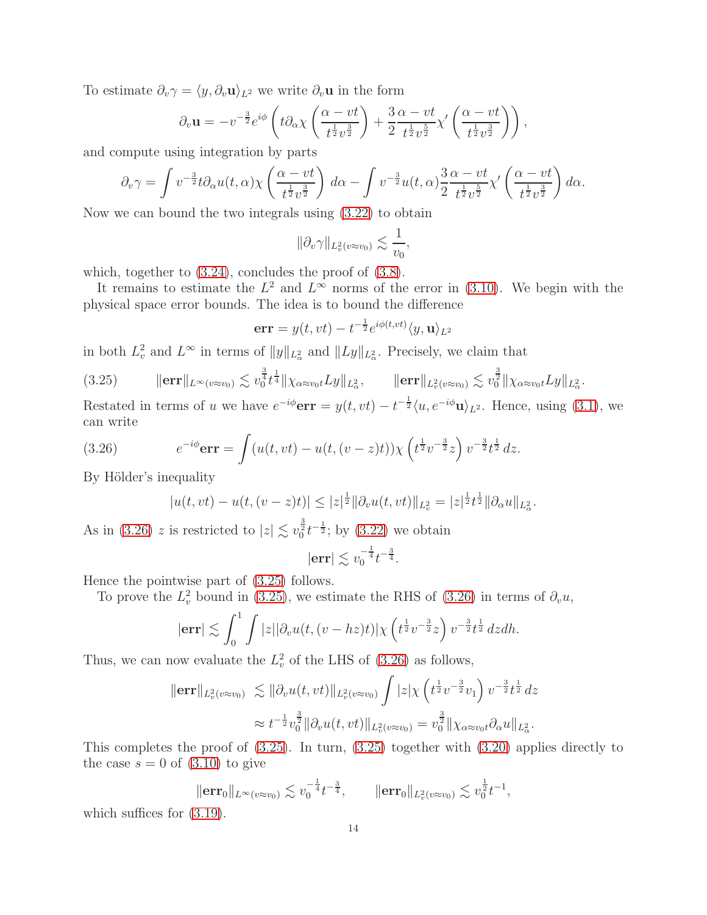To estimate $\partial_v \gamma = \langle y, \partial_v \mathbf{u}\rangle_{L^2}$ we write $\partial_v \mathbf{u}$ in the form

$$\partial_v \mathbf{u} = -v^{-\frac{3}{2}} e^{i\phi} \left( t \partial_\alpha \chi \left( \frac{\alpha - vt}{t^{\frac{1}{2}} v^{\frac{3}{2}}} \right) + \frac{3}{2} \frac{\alpha - vt}{t^{\frac{1}{2}} v^{\frac{5}{2}}} \chi' \left( \frac{\alpha - vt}{t^{\frac{1}{2}} v^{\frac{3}{2}}} \right) \right),$$

and compute using integration by parts

$$\partial_v \gamma = \int v^{-\frac{3}{2}} t \partial_\alpha u(t,\alpha) \chi \left( \frac{\alpha - vt}{t^{\frac{1}{2}} v^{\frac{3}{2}}} \right) d\alpha - \int v^{-\frac{3}{2}} u(t,\alpha) \frac{3}{2} \frac{\alpha - vt}{t^{\frac{1}{2}} v^{\frac{5}{2}}} \chi' \left( \frac{\alpha - vt}{t^{\frac{1}{2}} v^{\frac{3}{2}}} \right) d\alpha.$$

Now we can bound the two integrals using (3.22) to obtain

$$\|\partial_v \gamma\|_{L^2_v(v \approx v_0)} \lesssim \frac{1}{v_0},$$

which, together to (3.24), concludes the proof of (3.8).

It remains to estimate the $L^2$ and $L^\infty$ norms of the error in (3.10). We begin with the physical space error bounds. The idea is to bound the difference

$$\mathbf{err} = y(t, vt) - t^{-\frac{1}{2}} e^{i\phi(t,vt)} \langle y, \mathbf{u}\rangle_{L^2}$$

in both $L^2_v$ and $L^\infty$ in terms of $\|y\|_{L^2_\alpha}$ and $\|Ly\|_{L^2_\alpha}$. Precisely, we claim that

$$\|\mathbf{err}\|_{L^\infty(v \approx v_0)} \lesssim v_0^{\frac{3}{4}} t^{\frac{1}{4}} \|\chi_{\alpha \approx v_0 t} L y\|_{L^2_\alpha}, \qquad \|\mathbf{err}\|_{L^2_v(v \approx v_0)} \lesssim v_0^{\frac{3}{2}} \|\chi_{\alpha \approx v_0 t} L y\|_{L^2_\alpha}. \tag{3.25}$$

Restated in terms of $u$ we have $e^{-i\phi}\mathbf{err} = y(t,vt) - t^{-\frac{1}{2}} \langle u, e^{-i\phi}\mathbf{u}\rangle_{L^2}$. Hence, using (3.1), we can write

$$e^{-i\phi}\mathbf{err} = \int (u(t,vt) - u(t,(v-z)t)) \chi \left( t^{\frac{1}{2}} v^{-\frac{3}{2}} z \right) v^{-\frac{3}{2}} t^{\frac{1}{2}} \, dz. \tag{3.26}$$

By Hölder's inequality

$$|u(t,vt) - u(t,(v-z)t)| \leq |z|^{\frac{1}{2}} \|\partial_v u(t,vt)\|_{L^2_v} = |z|^{\frac{1}{2}} t^{\frac{1}{2}} \|\partial_\alpha u\|_{L^2_\alpha}.$$

As in (3.26) $z$ is restricted to $|z| \lesssim v_0^{\frac{3}{2}} t^{-\frac{1}{2}}$; by (3.22) we obtain

$$|\mathbf{err}| \lesssim v_0^{-\frac{1}{4}} t^{-\frac{3}{4}}.$$

Hence the pointwise part of (3.25) follows.

To prove the $L^2_v$ bound in (3.25), we estimate the RHS of (3.26) in terms of $\partial_v u$,

$$|\mathbf{err}| \lesssim \int_0^1 \int |z| |\partial_v u(t,(v-hz)t)| \chi \left( t^{\frac{1}{2}} v^{-\frac{3}{2}} z \right) v^{-\frac{3}{2}} t^{\frac{1}{2}} \, dz dh.$$

Thus, we can now evaluate the $L^2_v$ of the LHS of (3.26) as follows,

$$\begin{aligned}
\|\mathbf{err}\|_{L^2_v(v \approx v_0)} &\lesssim \|\partial_v u(t,vt)\|_{L^2_v(v\approx v_0)} \int |z| \chi \left( t^{\frac{1}{2}} v^{-\frac{3}{2}} v_1 \right) v^{-\frac{3}{2}} t^{\frac{1}{2}} \, dz \\
&\approx t^{-\frac{1}{2}} v_0^{\frac{3}{2}} \|\partial_v u(t,vt)\|_{L^2_v(v\approx v_0)} = v_0^{\frac{3}{2}} \|\chi_{\alpha \approx v_0 t} \partial_\alpha u\|_{L^2_\alpha}.
\end{aligned}$$

This completes the proof of (3.25). In turn, (3.25) together with (3.20) applies directly to the case $s = 0$ of (3.10) to give

$$\|\mathbf{err}_0\|_{L^\infty(v\approx v_0)} \lesssim v_0^{-\frac{1}{4}} t^{-\frac{3}{4}}, \qquad \|\mathbf{err}_0\|_{L^2_v(v\approx v_0)} \lesssim v_0^{\frac{1}{2}} t^{-1},$$

which suffices for (3.19).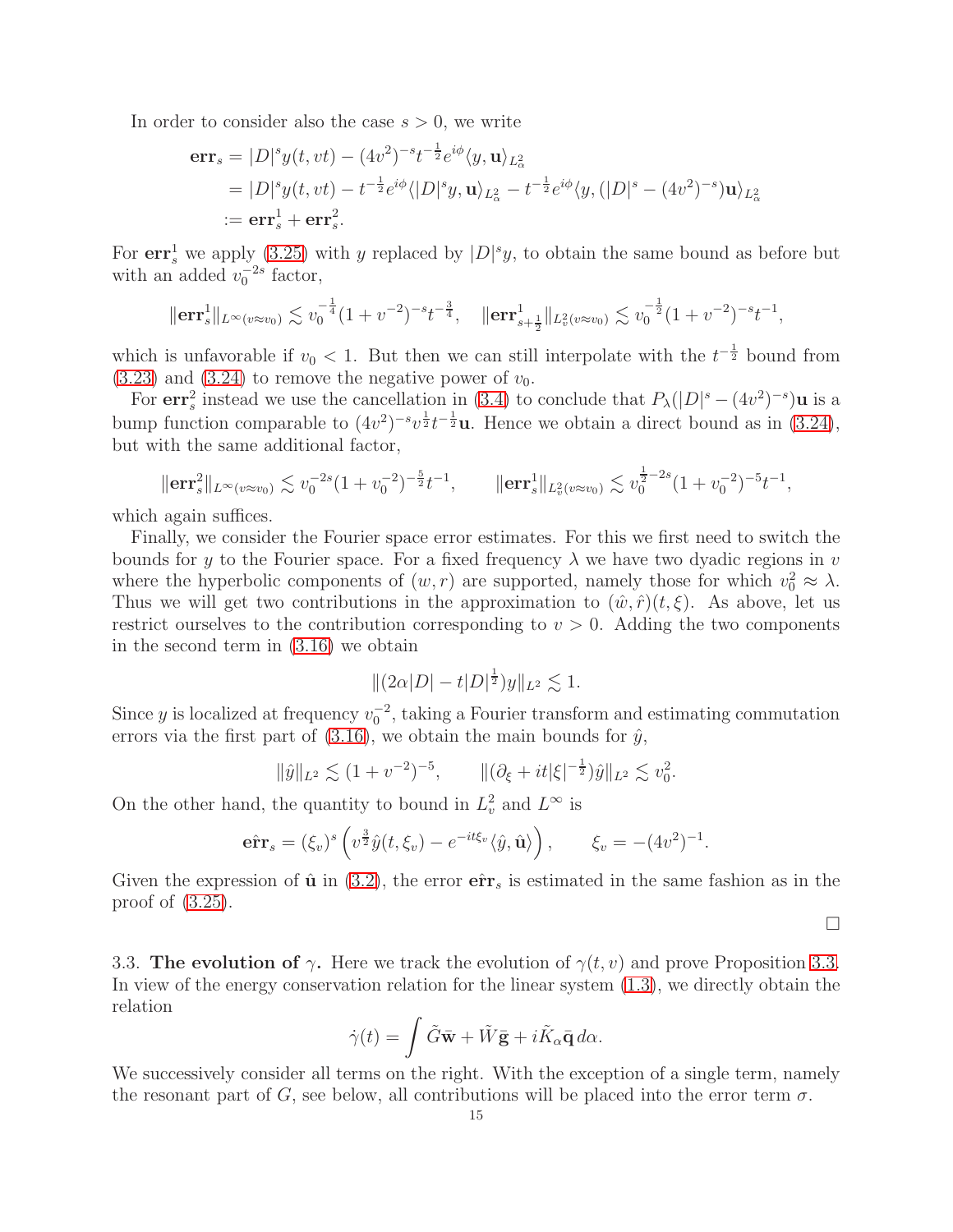In order to consider also the case $s > 0$, we write

$$
\begin{aligned}
\mathbf{err}_s &= |D|^s y(t, vt) - (4v^2)^{-s} t^{-\frac{1}{2}} e^{i\phi} \langle y, \mathbf{u} \rangle_{L^2_\alpha} \\
&= |D|^s y(t, vt) - t^{-\frac{1}{2}} e^{i\phi} \langle |D|^s y, \mathbf{u} \rangle_{L^2_\alpha} - t^{-\frac{1}{2}} e^{i\phi} \langle y, (|D|^s - (4v^2)^{-s}) \mathbf{u} \rangle_{L^2_\alpha} \\
&:= \mathbf{err}^1_s + \mathbf{err}^2_s.
\end{aligned}
$$

For $\mathbf{err}^1_s$ we apply (3.25) with $y$ replaced by $|D|^s y$, to obtain the same bound as before but with an added $v_0^{-2s}$ factor,

$$
\|\mathbf{err}^1_s\|_{L^\infty(v \approx v_0)} \lesssim v_0^{-\frac{1}{4}} (1 + v^{-2})^{-s} t^{-\frac{3}{4}}, \quad \|\mathbf{err}^1_{s+\frac{1}{2}}\|_{L^2_v(v \approx v_0)} \lesssim v_0^{-\frac{1}{2}} (1 + v^{-2})^{-s} t^{-1},
$$

which is unfavorable if $v_0 < 1$. But then we can still interpolate with the $t^{-\frac{1}{2}}$ bound from (3.23) and (3.24) to remove the negative power of $v_0$.

For $\mathbf{err}^2_s$ instead we use the cancellation in (3.4) to conclude that $P_\lambda(|D|^s - (4v^2)^{-s})\mathbf{u}$ is a bump function comparable to $(4v^2)^{-s} v^{\frac{1}{2}} t^{-\frac{1}{2}} \mathbf{u}$. Hence we obtain a direct bound as in (3.24), but with the same additional factor,

$$
\|\mathbf{err}^2_s\|_{L^\infty(v \approx v_0)} \lesssim v_0^{-2s} (1 + v_0^{-2})^{-\frac{5}{2}} t^{-1}, \qquad \|\mathbf{err}^1_s\|_{L^2_v(v \approx v_0)} \lesssim v_0^{\frac{1}{2} - 2s} (1 + v_0^{-2})^{-5} t^{-1},
$$

which again suffices.

Finally, we consider the Fourier space error estimates. For this we first need to switch the bounds for $y$ to the Fourier space. For a fixed frequency $\lambda$ we have two dyadic regions in $v$ where the hyperbolic components of $(w, r)$ are supported, namely those for which $v_0^2 \approx \lambda$. Thus we will get two contributions in the approximation to $(\hat{w}, \hat{r})(t, \xi)$. As above, let us restrict ourselves to the contribution corresponding to $v > 0$. Adding the two components in the second term in (3.16) we obtain

$$
\|(2\alpha |D| - t|D|^{\frac{1}{2}}) y\|_{L^2} \lesssim 1.
$$

Since $y$ is localized at frequency $v_0^{-2}$, taking a Fourier transform and estimating commutation errors via the first part of (3.16), we obtain the main bounds for $\hat{y}$,

$$
\|\hat{y}\|_{L^2} \lesssim (1 + v^{-2})^{-5}, \qquad \|(\partial_\xi + it|\xi|^{-\frac{1}{2}}) \hat{y}\|_{L^2} \lesssim v_0^2.
$$

On the other hand, the quantity to bound in $L^2_v$ and $L^\infty$ is

$$
\hat{\mathbf{err}}_s = (\xi_v)^s \left( v^{\frac{3}{2}} \hat{y}(t, \xi_v) - e^{-it\xi_v} \langle \hat{y}, \hat{\mathbf{u}} \rangle \right), \qquad \xi_v = -(4v^2)^{-1}.
$$

Given the expression of $\hat{\mathbf{u}}$ in (3.2), the error $\hat{\mathbf{err}}_s$ is estimated in the same fashion as in the proof of (3.25).

$\square$

3.3. **The evolution of $\gamma$.** Here we track the evolution of $\gamma(t, v)$ and prove Proposition 3.3. In view of the energy conservation relation for the linear system (1.3), we directly obtain the relation

$$
\dot{\gamma}(t) = \int \tilde{G} \bar{\mathbf{w}} + \tilde{W} \bar{\mathbf{g}} + i \tilde{K}_\alpha \bar{\mathbf{q}} \, d\alpha.
$$

We successively consider all terms on the right. With the exception of a single term, namely the resonant part of $G$, see below, all contributions will be placed into the error term $\sigma$.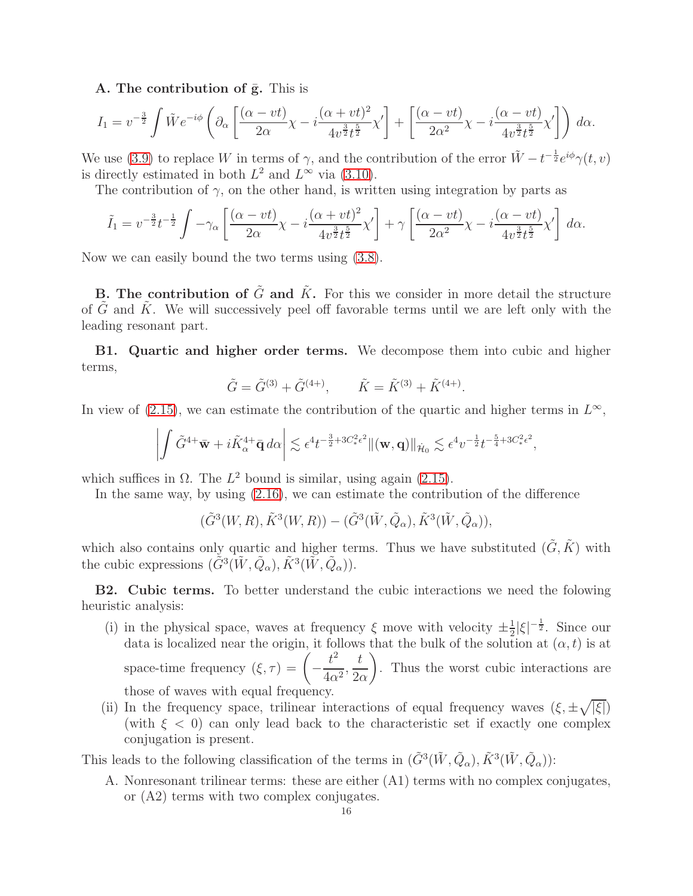**A. The contribution of $\bar{\mathbf{g}}$.** This is

$$I_1 = v^{-\frac{3}{2}} \int \tilde{W} e^{-i\phi} \left( \partial_\alpha \left[ \frac{(\alpha - vt)}{2\alpha}\chi - i\frac{(\alpha+vt)^2}{4v^{\frac{3}{2}}t^{\frac{5}{2}}}\chi' \right] + \left[ \frac{(\alpha - vt)}{2\alpha^2}\chi - i\frac{(\alpha - vt)}{4v^{\frac{3}{2}}t^{\frac{5}{2}}}\chi' \right] \right) d\alpha.$$

We use (3.9) to replace $W$ in terms of $\gamma$, and the contribution of the error $\tilde{W} - t^{-\frac{1}{2}}e^{i\phi}\gamma(t,v)$ is directly estimated in both $L^2$ and $L^\infty$ via (3.10).

The contribution of $\gamma$, on the other hand, is written using integration by parts as

$$\tilde{I}_1 = v^{-\frac{3}{2}}t^{-\frac{1}{2}} \int -\gamma_\alpha \left[ \frac{(\alpha - vt)}{2\alpha}\chi - i\frac{(\alpha+vt)^2}{4v^{\frac{3}{2}}t^{\frac{5}{2}}}\chi' \right] + \gamma \left[ \frac{(\alpha - vt)}{2\alpha^2}\chi - i\frac{(\alpha - vt)}{4v^{\frac{3}{2}}t^{\frac{5}{2}}}\chi' \right] d\alpha.$$

Now we can easily bound the two terms using (3.8).

**B. The contribution of $\tilde{G}$ and $\tilde{K}$.** For this we consider in more detail the structure of $\tilde{G}$ and $\tilde{K}$. We will successively peel off favorable terms until we are left only with the leading resonant part.

**B1. Quartic and higher order terms.** We decompose them into cubic and higher terms,

$$\tilde{G} = \tilde{G}^{(3)} + \tilde{G}^{(4+)}, \qquad \tilde{K} = \tilde{K}^{(3)} + \tilde{K}^{(4+)}.$$

In view of (2.15), we can estimate the contribution of the quartic and higher terms in $L^\infty$,

$$\left| \int \tilde{G}^{4+}\bar{\mathbf{w}} + i\tilde{K}^{4+}_\alpha \bar{\mathbf{q}}\, d\alpha \right| \lesssim \epsilon^4 t^{-\frac{3}{2}+3C_*^2\epsilon^2} \|(\mathbf{w},\mathbf{q})\|_{\dot{\mathcal{H}}_0} \lesssim \epsilon^4 v^{-\frac{1}{2}} t^{-\frac{5}{4}+3C_*^2\epsilon^2},$$

which suffices in $\Omega$. The $L^2$ bound is similar, using again (2.15).

In the same way, by using (2.16), we can estimate the contribution of the difference

$$(\tilde{G}^3(W,R), \tilde{K}^3(W,R)) - (\tilde{G}^3(\tilde{W},\tilde{Q}_\alpha), \tilde{K}^3(\tilde{W},\tilde{Q}_\alpha)),$$

which also contains only quartic and higher terms. Thus we have substituted $(\tilde{G},\tilde{K})$ with the cubic expressions $(\tilde{G}^3(\tilde{W},\tilde{Q}_\alpha), \tilde{K}^3(\tilde{W},\tilde{Q}_\alpha))$.

**B2. Cubic terms.** To better understand the cubic interactions we need the folowing heuristic analysis:

(i) in the physical space, waves at frequency $\xi$ move with velocity $\pm\frac{1}{2}|\xi|^{-\frac{1}{2}}$. Since our data is localized near the origin, it follows that the bulk of the solution at $(\alpha,t)$ is at space-time frequency $(\xi,\tau) = \left(-\frac{t^2}{4\alpha^2}, \frac{t}{2\alpha}\right)$. Thus the worst cubic interactions are those of waves with equal frequency.

(ii) In the frequency space, trilinear interactions of equal frequency waves $(\xi, \pm\sqrt{|\xi|})$ (with $\xi < 0$) can only lead back to the characteristic set if exactly one complex conjugation is present.

This leads to the following classification of the terms in $(\tilde{G}^3(\tilde{W},\tilde{Q}_\alpha), \tilde{K}^3(\tilde{W},\tilde{Q}_\alpha))$:

A. Nonresonant trilinear terms: these are either (A1) terms with no complex conjugates, or (A2) terms with two complex conjugates.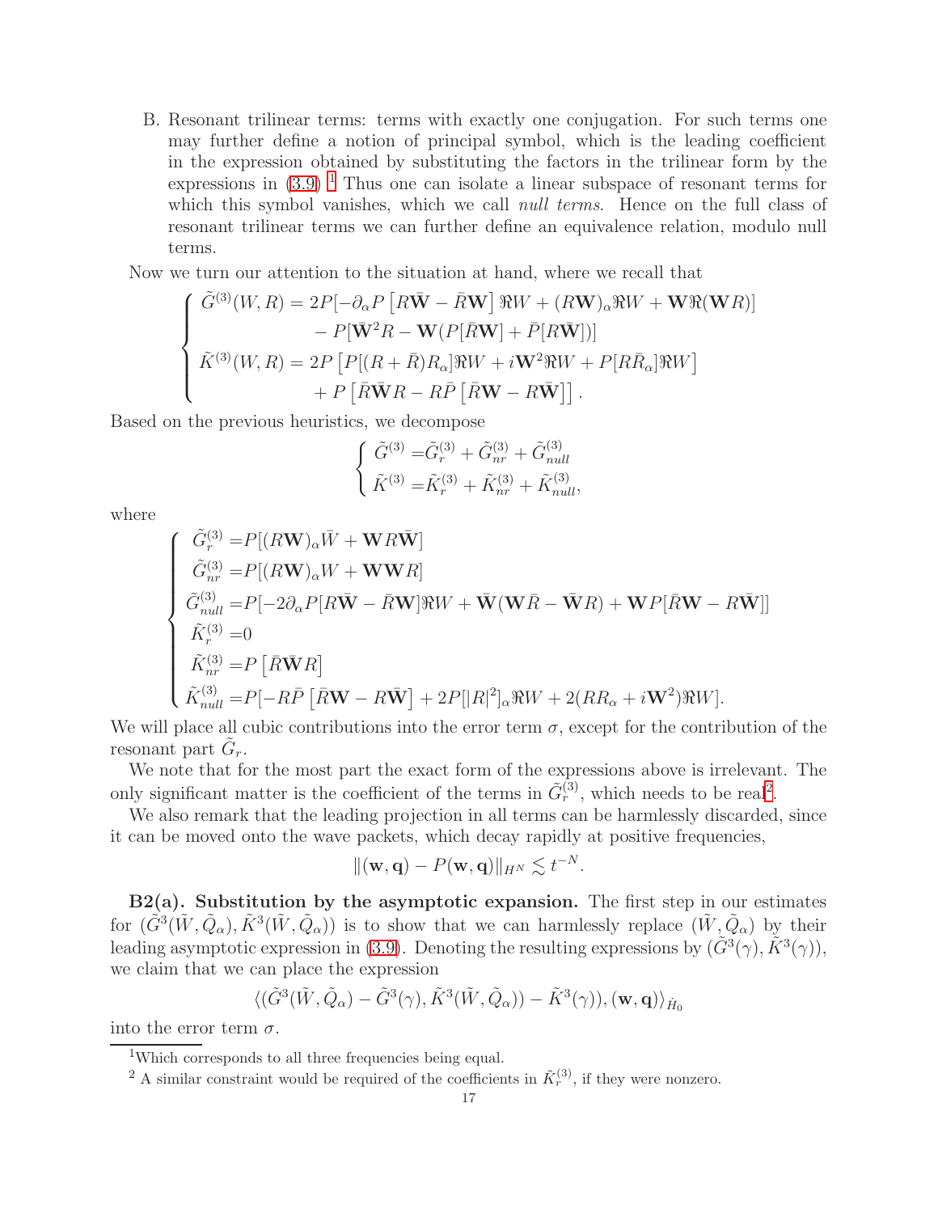B. Resonant trilinear terms: terms with exactly one conjugation. For such terms one may further define a notion of principal symbol, which is the leading coefficient in the expression obtained by substituting the factors in the trilinear form by the expressions in (3.9) [1] Thus one can isolate a linear subspace of resonant terms for which this symbol vanishes, which we call *null terms*. Hence on the full class of resonant trilinear terms we can further define an equivalence relation, modulo null terms.

Now we turn our attention to the situation at hand, where we recall that

$$
\begin{cases}
\tilde{G}^{(3)}(W,R) = 2P[-\partial_\alpha P\left[R\bar{\mathbf{W}} - \bar{R}\mathbf{W}\right]\Re W + (R\mathbf{W})_\alpha \Re W + \mathbf{W}\Re(\mathbf{W}R)] \\
\qquad\qquad\qquad - P[\bar{\mathbf{W}}^2 R - \mathbf{W}(P[\bar{R}\mathbf{W}] + \bar{P}[R\bar{\mathbf{W}}])] \\
\tilde{K}^{(3)}(W,R) = 2P\left[P[(R+\bar{R})R_\alpha]\Re W + i\mathbf{W}^2\Re W + P[R\bar{R}_\alpha]\Re W\right] \\
\qquad\qquad\qquad + P\left[\bar{R}\bar{\mathbf{W}}R - R\bar{P}\left[\bar{R}\mathbf{W} - R\bar{\mathbf{W}}\right]\right].
\end{cases}
$$

Based on the previous heuristics, we decompose

$$
\begin{cases}
\tilde{G}^{(3)} = \tilde{G}_r^{(3)} + \tilde{G}_{nr}^{(3)} + \tilde{G}_{null}^{(3)} \\
\tilde{K}^{(3)} = \tilde{K}_r^{(3)} + \tilde{K}_{nr}^{(3)} + \tilde{K}_{null}^{(3)},
\end{cases}
$$

where

$$
\begin{cases}
\tilde{G}_r^{(3)} = P[(R\mathbf{W})_\alpha \bar{W} + \mathbf{W}R\bar{\mathbf{W}}] \\
\tilde{G}_{nr}^{(3)} = P[(R\mathbf{W})_\alpha W + \mathbf{W}\mathbf{W}R] \\
\tilde{G}_{null}^{(3)} = P[-2\partial_\alpha P[R\bar{\mathbf{W}} - \bar{R}\mathbf{W}]\Re W + \bar{\mathbf{W}}(\mathbf{W}\bar{R} - \bar{\mathbf{W}}R) + \mathbf{W}P[\bar{R}\mathbf{W} - R\bar{\mathbf{W}}]] \\
\tilde{K}_r^{(3)} = 0 \\
\tilde{K}_{nr}^{(3)} = P\left[\bar{R}\bar{\mathbf{W}}R\right] \\
\tilde{K}_{null}^{(3)} = P[-R\bar{P}\left[\bar{R}\mathbf{W} - R\bar{\mathbf{W}}\right] + 2P[|R|^2]_\alpha \Re W + 2(RR_\alpha + i\mathbf{W}^2)\Re W].
\end{cases}
$$

We will place all cubic contributions into the error term $\sigma$, except for the contribution of the resonant part $\tilde{G}_r$.

We note that for the most part the exact form of the expressions above is irrelevant. The only significant matter is the coefficient of the terms in $\tilde{G}_r^{(3)}$, which needs to be real[2].

We also remark that the leading projection in all terms can be harmlessly discarded, since it can be moved onto the wave packets, which decay rapidly at positive frequencies,

$$
\|(\mathbf{w},\mathbf{q}) - P(\mathbf{w},\mathbf{q})\|_{H^N} \lesssim t^{-N}.
$$

**B2(a). Substitution by the asymptotic expansion.** The first step in our estimates for $(\tilde{G}^3(\tilde{W},\tilde{Q}_\alpha), \tilde{K}^3(\tilde{W},\tilde{Q}_\alpha))$ is to show that we can harmlessly replace $(\tilde{W},\tilde{Q}_\alpha)$ by their leading asymptotic expression in (3.9). Denoting the resulting expressions by $(\tilde{G}^3(\gamma), \tilde{K}^3(\gamma))$, we claim that we can place the expression

$$
\langle(\tilde{G}^3(\tilde{W},\tilde{Q}_\alpha) - \tilde{G}^3(\gamma), \tilde{K}^3(\tilde{W},\tilde{Q}_\alpha)) - \tilde{K}^3(\gamma)), (\mathbf{w},\mathbf{q})\rangle_{\dot{H}_0}
$$

into the error term $\sigma$.

[1] Which corresponds to all three frequencies being equal.

[2] A similar constraint would be required of the coefficients in $\tilde{K}_r^{(3)}$, if they were nonzero.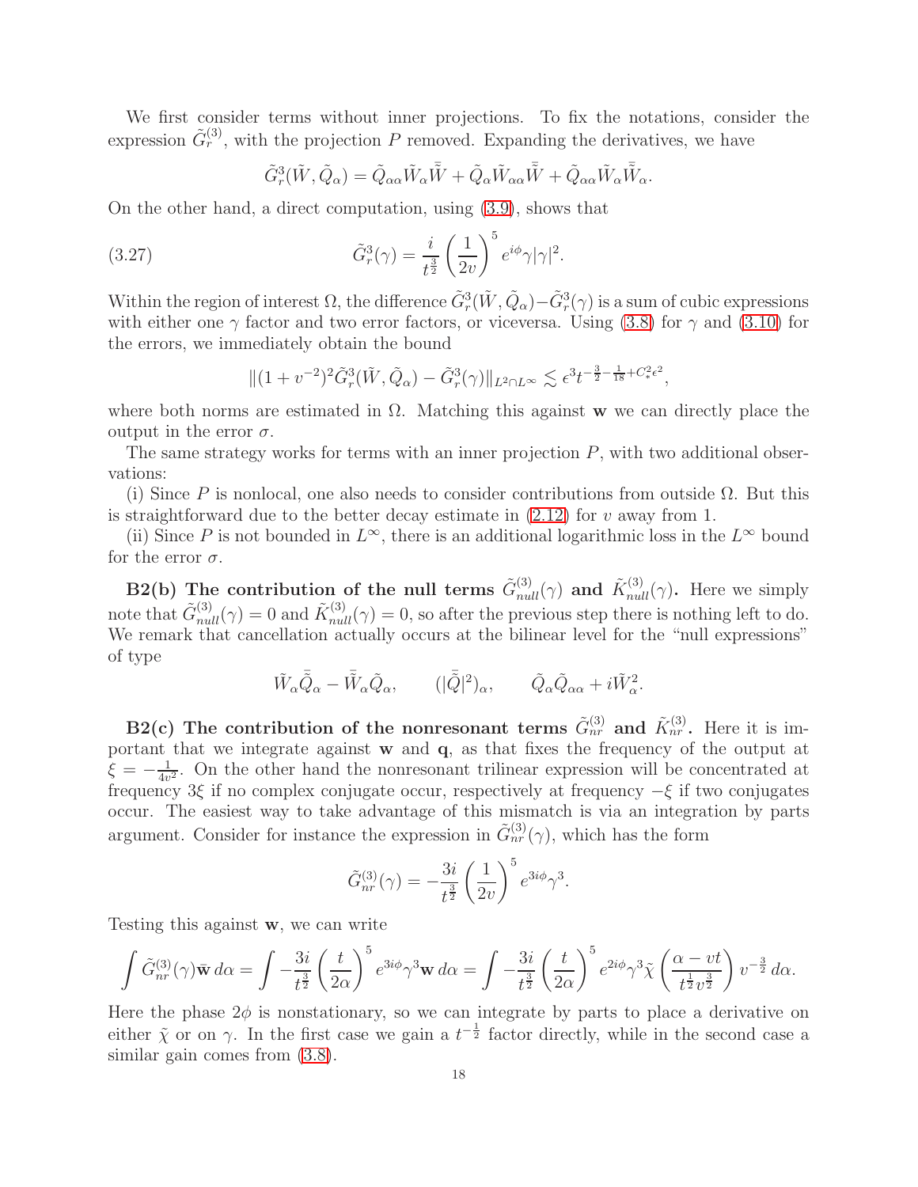We first consider terms without inner projections. To fix the notations, consider the expression $\tilde{G}_r^{(3)}$, with the projection $P$ removed. Expanding the derivatives, we have

$$\tilde{G}_r^3(\tilde{W},\tilde{Q}_\alpha) = \tilde{Q}_{\alpha\alpha}\tilde{W}_\alpha\bar{\tilde{W}} + \tilde{Q}_\alpha\tilde{W}_{\alpha\alpha}\bar{\tilde{W}} + \tilde{Q}_{\alpha\alpha}\tilde{W}_\alpha\bar{\tilde{W}}_\alpha.$$

On the other hand, a direct computation, using (3.9), shows that

$$\tilde{G}_r^3(\gamma) = \frac{i}{t^{\frac{3}{2}}}\left(\frac{1}{2v}\right)^5 e^{i\phi}\gamma|\gamma|^2. \tag{3.27}$$

Within the region of interest $\Omega$, the difference $\tilde{G}_r^3(\tilde{W},\tilde{Q}_\alpha) - \tilde{G}_r^3(\gamma)$ is a sum of cubic expressions with either one $\gamma$ factor and two error factors, or viceversa. Using (3.8) for $\gamma$ and (3.10) for the errors, we immediately obtain the bound

$$\|(1+v^{-2})^2\tilde{G}_r^3(\tilde{W},\tilde{Q}_\alpha) - \tilde{G}_r^3(\gamma)\|_{L^2\cap L^\infty} \lesssim \epsilon^3 t^{-\frac{3}{2}-\frac{1}{18}+C_*^2\epsilon^2},$$

where both norms are estimated in $\Omega$. Matching this against $\mathbf{w}$ we can directly place the output in the error $\sigma$.

The same strategy works for terms with an inner projection $P$, with two additional observations:

(i) Since $P$ is nonlocal, one also needs to consider contributions from outside $\Omega$. But this is straightforward due to the better decay estimate in (2.12) for $v$ away from 1.

(ii) Since $P$ is not bounded in $L^\infty$, there is an additional logarithmic loss in the $L^\infty$ bound for the error $\sigma$.

**B2(b) The contribution of the null terms $\tilde{G}_{null}^{(3)}(\gamma)$ and $\tilde{K}_{null}^{(3)}(\gamma)$.** Here we simply note that $\tilde{G}_{null}^{(3)}(\gamma) = 0$ and $\tilde{K}_{null}^{(3)}(\gamma) = 0$, so after the previous step there is nothing left to do. We remark that cancellation actually occurs at the bilinear level for the "null expressions" of type

$$\tilde{W}_\alpha\bar{\tilde{Q}}_\alpha - \bar{\tilde{W}}_\alpha\tilde{Q}_\alpha, \qquad (|\bar{\tilde{Q}}|^2)_\alpha, \qquad \tilde{Q}_\alpha\tilde{Q}_{\alpha\alpha} + i\tilde{W}_\alpha^2.$$

**B2(c) The contribution of the nonresonant terms $\tilde{G}_{nr}^{(3)}$ and $\tilde{K}_{nr}^{(3)}$.** Here it is important that we integrate against $\mathbf{w}$ and $\mathbf{q}$, as that fixes the frequency of the output at $\xi = -\frac{1}{4v^2}$. On the other hand the nonresonant trilinear expression will be concentrated at frequency $3\xi$ if no complex conjugate occur, respectively at frequency $-\xi$ if two conjugates occur. The easiest way to take advantage of this mismatch is via an integration by parts argument. Consider for instance the expression in $\tilde{G}_{nr}^{(3)}(\gamma)$, which has the form

$$\tilde{G}_{nr}^{(3)}(\gamma) = -\frac{3i}{t^{\frac{3}{2}}}\left(\frac{1}{2v}\right)^5 e^{3i\phi}\gamma^3.$$

Testing this against $\mathbf{w}$, we can write

$$\int \tilde{G}_{nr}^{(3)}(\gamma)\bar{\mathbf{w}}\, d\alpha = \int -\frac{3i}{t^{\frac{3}{2}}}\left(\frac{t}{2\alpha}\right)^5 e^{3i\phi}\gamma^3\mathbf{w}\, d\alpha = \int -\frac{3i}{t^{\frac{3}{2}}}\left(\frac{t}{2\alpha}\right)^5 e^{2i\phi}\gamma^3\tilde{\chi}\left(\frac{\alpha - vt}{t^{\frac{1}{2}}v^{\frac{3}{2}}}\right)v^{-\frac{3}{2}}\, d\alpha.$$

Here the phase $2\phi$ is nonstationary, so we can integrate by parts to place a derivative on either $\tilde{\chi}$ or on $\gamma$. In the first case we gain a $t^{-\frac{1}{2}}$ factor directly, while in the second case a similar gain comes from (3.8).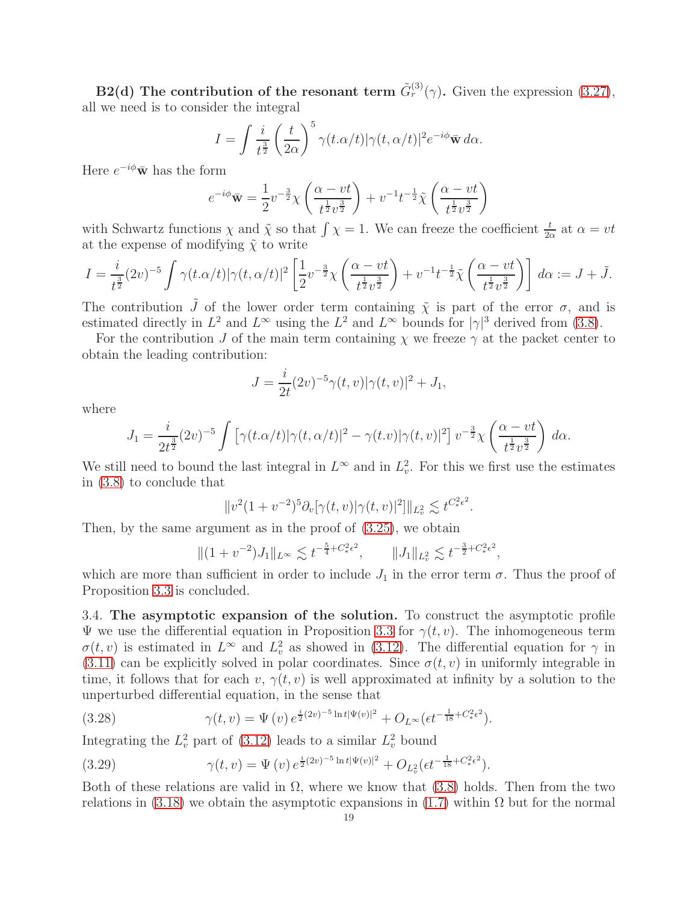**B2(d) The contribution of the resonant term $\tilde{G}_r^{(3)}(\gamma)$.** Given the expression (3.27), all we need is to consider the integral

$$I = \int \frac{i}{t^{\frac{3}{2}}} \left(\frac{t}{2\alpha}\right)^5 \gamma(t.\alpha/t)|\gamma(t,\alpha/t)|^2 e^{-i\phi}\bar{\mathbf{w}}\, d\alpha.$$

Here $e^{-i\phi}\bar{\mathbf{w}}$ has the form

$$e^{-i\phi}\bar{\mathbf{w}} = \frac{1}{2} v^{-\frac{3}{2}} \chi\left(\frac{\alpha - vt}{t^{\frac{1}{2}} v^{\frac{3}{2}}}\right) + v^{-1} t^{-\frac{1}{2}} \tilde{\chi}\left(\frac{\alpha - vt}{t^{\frac{1}{2}} v^{\frac{3}{2}}}\right)$$

with Schwartz functions $\chi$ and $\tilde{\chi}$ so that $\int \chi = 1$. We can freeze the coefficient $\frac{t}{2\alpha}$ at $\alpha = vt$ at the expense of modifying $\tilde{\chi}$ to write

$$I = \frac{i}{t^{\frac{3}{2}}}(2v)^{-5} \int \gamma(t.\alpha/t)|\gamma(t,\alpha/t)|^2 \left[\frac{1}{2} v^{-\frac{3}{2}} \chi\left(\frac{\alpha - vt}{t^{\frac{1}{2}} v^{\frac{3}{2}}}\right) + v^{-1} t^{-\frac{1}{2}} \tilde{\chi}\left(\frac{\alpha - vt}{t^{\frac{1}{2}} v^{\frac{3}{2}}}\right)\right] d\alpha := J + \tilde{J}.$$

The contribution $\tilde{J}$ of the lower order term containing $\tilde{\chi}$ is part of the error $\sigma$, and is estimated directly in $L^2$ and $L^\infty$ using the $L^2$ and $L^\infty$ bounds for $|\gamma|^3$ derived from (3.8).

For the contribution $J$ of the main term containing $\chi$ we freeze $\gamma$ at the packet center to obtain the leading contribution:

$$J = \frac{i}{2t}(2v)^{-5} \gamma(t,v)|\gamma(t,v)|^2 + J_1,$$

where

$$J_1 = \frac{i}{2t^{\frac{3}{2}}}(2v)^{-5} \int \left[\gamma(t.\alpha/t)|\gamma(t,\alpha/t)|^2 - \gamma(t.v)|\gamma(t,v)|^2\right] v^{-\frac{3}{2}} \chi\left(\frac{\alpha - vt}{t^{\frac{1}{2}} v^{\frac{3}{2}}}\right) d\alpha.$$

We still need to bound the last integral in $L^\infty$ and in $L^2_v$. For this we first use the estimates in (3.8) to conclude that

$$\|v^2(1+v^{-2})^5 \partial_v[\gamma(t,v)|\gamma(t,v)|^2]\|_{L^2_v} \lesssim t^{C_*^2\epsilon^2}.$$

Then, by the same argument as in the proof of (3.25), we obtain

$$\|(1+v^{-2})J_1\|_{L^\infty} \lesssim t^{-\frac{5}{4}+C_*^2\epsilon^2}, \qquad \|J_1\|_{L^2_v} \lesssim t^{-\frac{3}{2}+C_*^2\epsilon^2},$$

which are more than sufficient in order to include $J_1$ in the error term $\sigma$. Thus the proof of Proposition 3.3 is concluded.

3.4. **The asymptotic expansion of the solution.** To construct the asymptotic profile $\Psi$ we use the differential equation in Proposition 3.3 for $\gamma(t,v)$. The inhomogeneous term $\sigma(t,v)$ is estimated in $L^\infty$ and $L^2_v$ as showed in (3.12). The differential equation for $\gamma$ in (3.11) can be explicitly solved in polar coordinates. Since $\sigma(t,v)$ in uniformly integrable in time, it follows that for each $v$, $\gamma(t,v)$ is well approximated at infinity by a solution to the unperturbed differential equation, in the sense that

$$\gamma(t,v) = \Psi(v)\, e^{\frac{i}{2}(2v)^{-5}\ln t|\Psi(v)|^2} + O_{L^\infty}(\epsilon t^{-\frac{1}{18}+C_*^2\epsilon^2}). \tag{3.28}$$

Integrating the $L^2_v$ part of (3.12) leads to a similar $L^2_v$ bound

$$\gamma(t,v) = \Psi(v)\, e^{\frac{i}{2}(2v)^{-5}\ln t|\Psi(v)|^2} + O_{L^2_v}(\epsilon t^{-\frac{1}{18}+C_*^2\epsilon^2}). \tag{3.29}$$

Both of these relations are valid in $\Omega$, where we know that (3.8) holds. Then from the two relations in (3.18) we obtain the asymptotic expansions in (1.7) within $\Omega$ but for the normal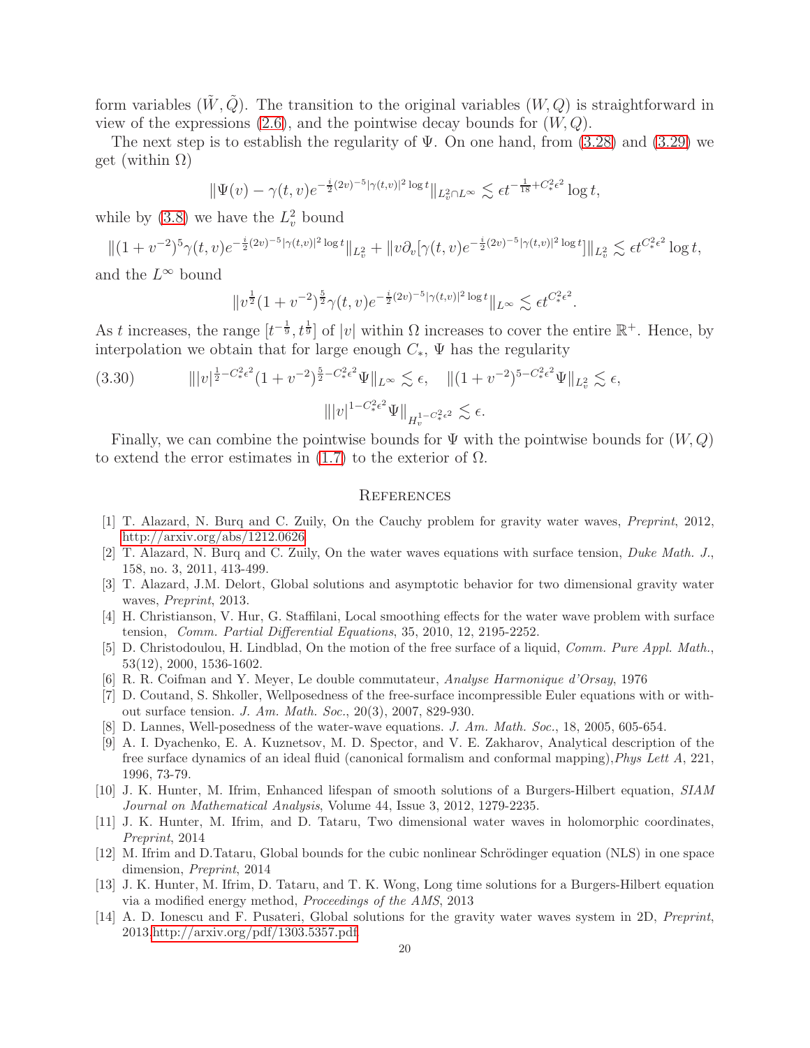form variables $(\tilde{W}, \tilde{Q})$. The transition to the original variables $(W, Q)$ is straightforward in view of the expressions (2.6), and the pointwise decay bounds for $(W, Q)$.

The next step is to establish the regularity of $\Psi$. On one hand, from (3.28) and (3.29) we get (within $\Omega$)

$$\|\Psi(v) - \gamma(t,v)e^{-\frac{i}{2}(2v)^{-5}|\gamma(t,v)|^2 \log t}\|_{L^2_v \cap L^\infty} \lesssim \epsilon t^{-\frac{1}{18}+C_*^2\epsilon^2} \log t,$$

while by (3.8) we have the $L^2_v$ bound

$$\|(1+v^{-2})^5 \gamma(t,v)e^{-\frac{i}{2}(2v)^{-5}|\gamma(t,v)|^2 \log t}\|_{L^2_v} + \|v\partial_v[\gamma(t,v)e^{-\frac{i}{2}(2v)^{-5}|\gamma(t,v)|^2 \log t}]\|_{L^2_v} \lesssim \epsilon t^{C_*^2\epsilon^2} \log t,$$

and the $L^\infty$ bound

$$\|v^{\frac{1}{2}}(1+v^{-2})^{\frac{5}{2}} \gamma(t,v)e^{-\frac{i}{2}(2v)^{-5}|\gamma(t,v)|^2 \log t}\|_{L^\infty} \lesssim \epsilon t^{C_*^2\epsilon^2}.$$

As $t$ increases, the range $[t^{-\frac{1}{9}}, t^{\frac{1}{9}}]$ of $|v|$ within $\Omega$ increases to cover the entire $\mathbb{R}^+$. Hence, by interpolation we obtain that for large enough $C_*$, $\Psi$ has the regularity

$$\||v|^{\frac{1}{2}-C_*^2\epsilon^2}(1+v^{-2})^{\frac{5}{2}-C_*^2\epsilon^2}\Psi\|_{L^\infty} \lesssim \epsilon, \quad \|(1+v^{-2})^{5-C_*^2\epsilon^2}\Psi\|_{L^2_v} \lesssim \epsilon, \tag{3.30}$$

$$\||v|^{1-C_*^2\epsilon^2}\Psi\|_{H_v^{1-C_*^2\epsilon^2}} \lesssim \epsilon.$$

Finally, we can combine the pointwise bounds for $\Psi$ with the pointwise bounds for $(W, Q)$ to extend the error estimates in (1.7) to the exterior of $\Omega$.

## References

[1] T. Alazard, N. Burq and C. Zuily, On the Cauchy problem for gravity water waves, *Preprint*, 2012, http://arxiv.org/abs/1212.0626

[2] T. Alazard, N. Burq and C. Zuily, On the water waves equations with surface tension, *Duke Math. J.*, 158, no. 3, 2011, 413-499.

[3] T. Alazard, J.M. Delort, Global solutions and asymptotic behavior for two dimensional gravity water waves, *Preprint*, 2013.

[4] H. Christianson, V. Hur, G. Staffilani, Local smoothing effects for the water wave problem with surface tension, *Comm. Partial Differential Equations*, 35, 2010, 12, 2195-2252.

[5] D. Christodoulou, H. Lindblad, On the motion of the free surface of a liquid, *Comm. Pure Appl. Math.*, 53(12), 2000, 1536-1602.

[6] R. R. Coifman and Y. Meyer, Le double commutateur, *Analyse Harmonique d'Orsay*, 1976

[7] D. Coutand, S. Shkoller, Wellposedness of the free-surface incompressible Euler equations with or without surface tension. *J. Am. Math. Soc.*, 20(3), 2007, 829-930.

[8] D. Lannes, Well-posedness of the water-wave equations. *J. Am. Math. Soc.*, 18, 2005, 605-654.

[9] A. I. Dyachenko, E. A. Kuznetsov, M. D. Spector, and V. E. Zakharov, Analytical description of the free surface dynamics of an ideal fluid (canonical formalism and conformal mapping),*Phys Lett A*, 221, 1996, 73-79.

[10] J. K. Hunter, M. Ifrim, Enhanced lifespan of smooth solutions of a Burgers-Hilbert equation, *SIAM Journal on Mathematical Analysis*, Volume 44, Issue 3, 2012, 1279-2235.

[11] J. K. Hunter, M. Ifrim, and D. Tataru, Two dimensional water waves in holomorphic coordinates, *Preprint*, 2014

[12] M. Ifrim and D.Tataru, Global bounds for the cubic nonlinear Schrödinger equation (NLS) in one space dimension, *Preprint*, 2014

[13] J. K. Hunter, M. Ifrim, D. Tataru, and T. K. Wong, Long time solutions for a Burgers-Hilbert equation via a modified energy method, *Proceedings of the AMS*, 2013

[14] A. D. Ionescu and F. Pusateri, Global solutions for the gravity water waves system in 2D, *Preprint*, 2013 http://arxiv.org/pdf/1303.5357.pdf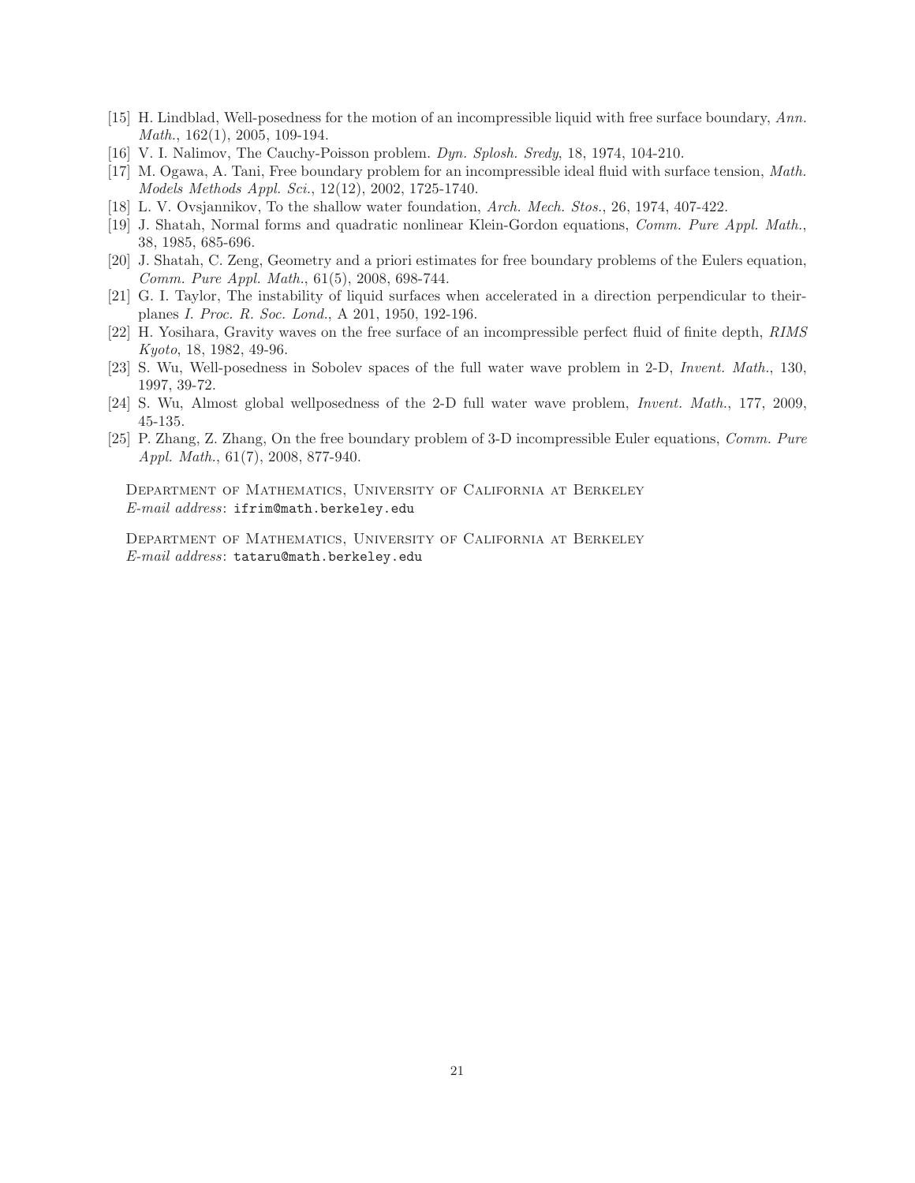[15] H. Lindblad, Well-posedness for the motion of an incompressible liquid with free surface boundary, *Ann. Math.*, 162(1), 2005, 109-194.

[16] V. I. Nalimov, The Cauchy-Poisson problem. *Dyn. Splosh. Sredy*, 18, 1974, 104-210.

[17] M. Ogawa, A. Tani, Free boundary problem for an incompressible ideal fluid with surface tension, *Math. Models Methods Appl. Sci.*, 12(12), 2002, 1725-1740.

[18] L. V. Ovsjannikov, To the shallow water foundation, *Arch. Mech. Stos.*, 26, 1974, 407-422.

[19] J. Shatah, Normal forms and quadratic nonlinear Klein-Gordon equations, *Comm. Pure Appl. Math.*, 38, 1985, 685-696.

[20] J. Shatah, C. Zeng, Geometry and a priori estimates for free boundary problems of the Eulers equation, *Comm. Pure Appl. Math.*, 61(5), 2008, 698-744.

[21] G. I. Taylor, The instability of liquid surfaces when accelerated in a direction perpendicular to their planes *I. Proc. R. Soc. Lond.*, A 201, 1950, 192-196.

[22] H. Yosihara, Gravity waves on the free surface of an incompressible perfect fluid of finite depth, *RIMS Kyoto*, 18, 1982, 49-96.

[23] S. Wu, Well-posedness in Sobolev spaces of the full water wave problem in 2-D, *Invent. Math.*, 130, 1997, 39-72.

[24] S. Wu, Almost global wellposedness of the 2-D full water wave problem, *Invent. Math.*, 177, 2009, 45-135.

[25] P. Zhang, Z. Zhang, On the free boundary problem of 3-D incompressible Euler equations, *Comm. Pure Appl. Math.*, 61(7), 2008, 877-940.

Department of Mathematics, University of California at Berkeley
*E-mail address*: ifrim@math.berkeley.edu

Department of Mathematics, University of California at Berkeley
*E-mail address*: tataru@math.berkeley.edu